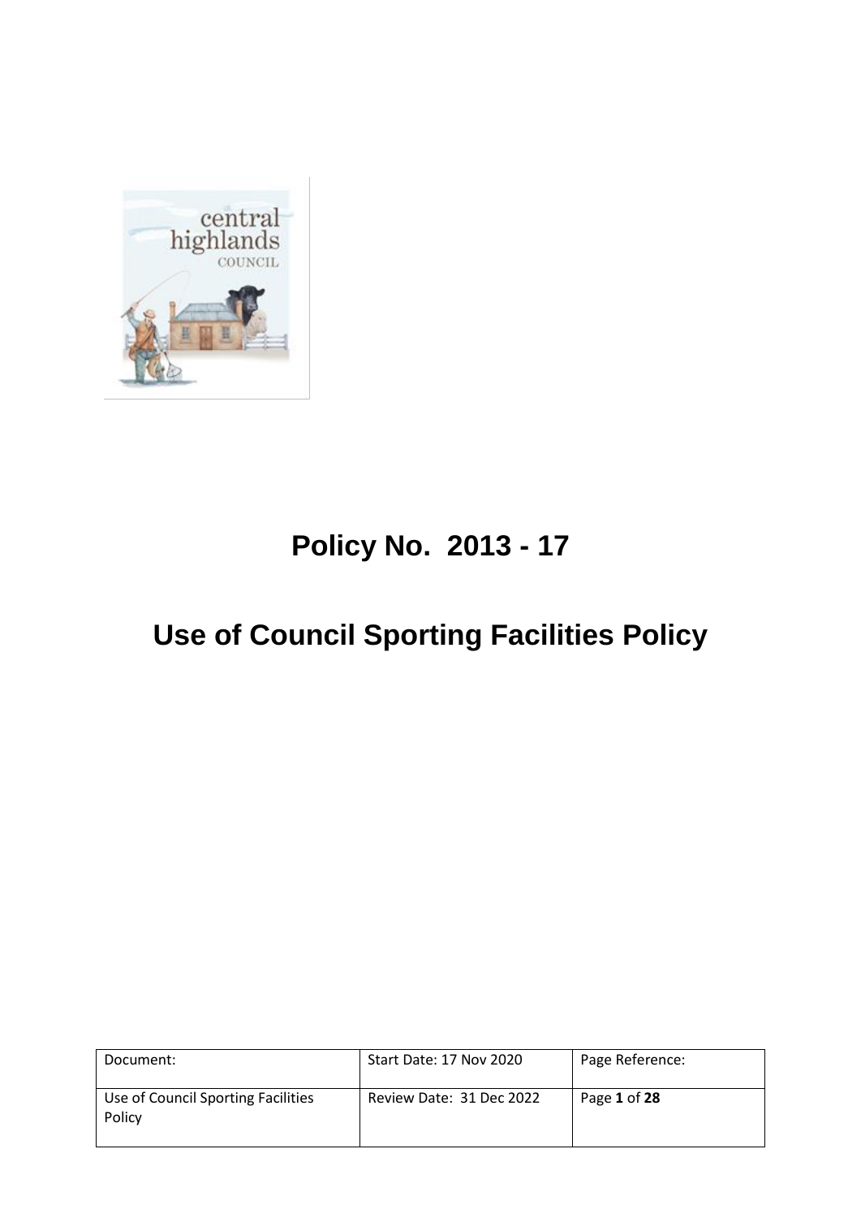# Policy No. 2013 - 17

# Use of Council Sporting Facilities Policy

| Document: | Start Date: 17 Nov 2020 | Page Reference: |
|---|---|---|
| Use of Council Sporting Facilities Policy | Review Date: 31 Dec 2022 | Page **1** of **28** |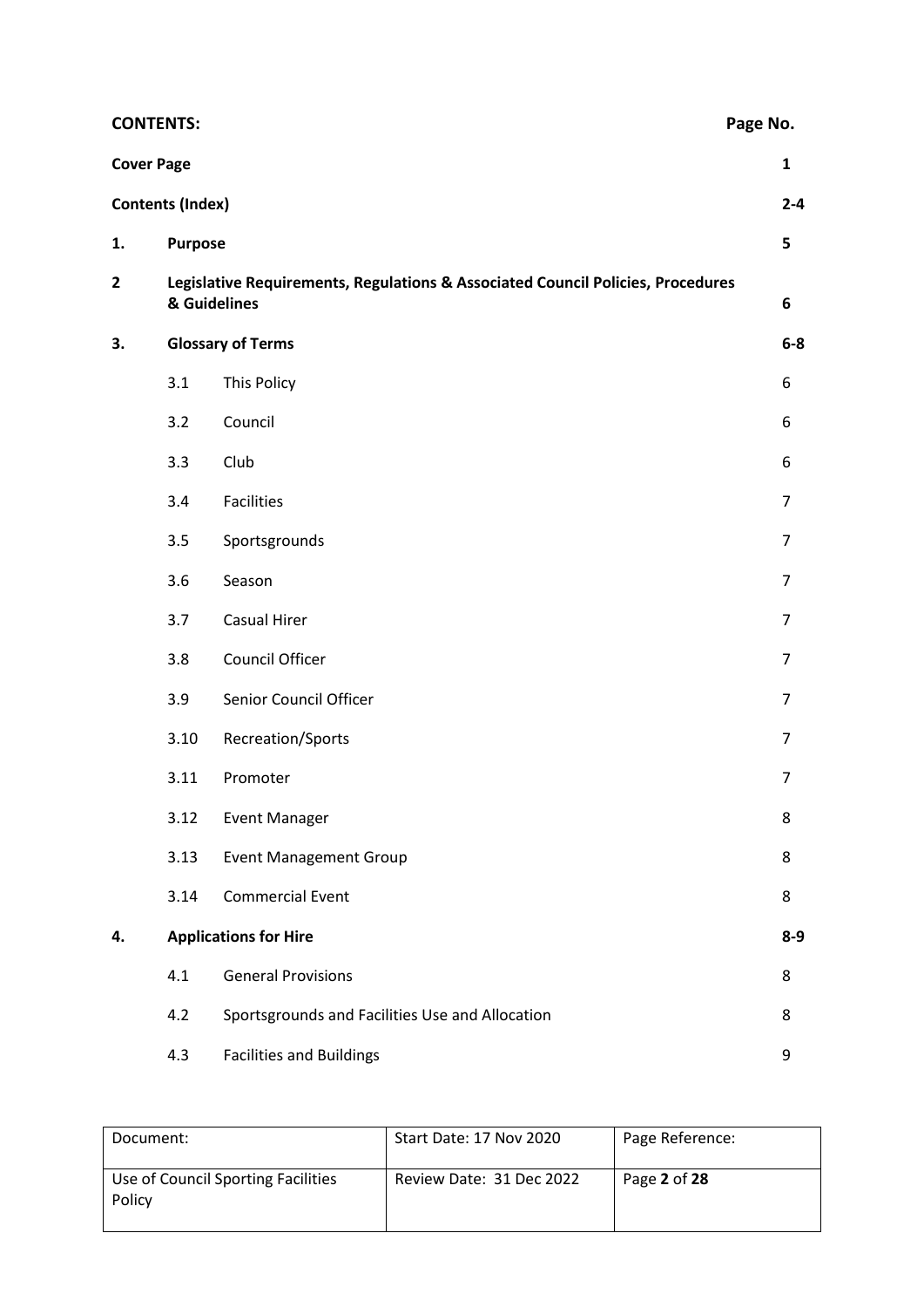| **CONTENTS:** | | | **Page No.** |
|---|---|---|---|
| **Cover Page** | | | **1** |
| **Contents (Index)** | | | **2-4** |
| **1.** | **Purpose** | | **5** |
| **2** | **Legislative Requirements, Regulations & Associated Council Policies, Procedures & Guidelines** | | **6** |
| **3.** | **Glossary of Terms** | | **6-8** |
| | 3.1 | This Policy | 6 |
| | 3.2 | Council | 6 |
| | 3.3 | Club | 6 |
| | 3.4 | Facilities | 7 |
| | 3.5 | Sportsgrounds | 7 |
| | 3.6 | Season | 7 |
| | 3.7 | Casual Hirer | 7 |
| | 3.8 | Council Officer | 7 |
| | 3.9 | Senior Council Officer | 7 |
| | 3.10 | Recreation/Sports | 7 |
| | 3.11 | Promoter | 7 |
| | 3.12 | Event Manager | 8 |
| | 3.13 | Event Management Group | 8 |
| | 3.14 | Commercial Event | 8 |
| **4.** | **Applications for Hire** | | **8-9** |
| | 4.1 | General Provisions | 8 |
| | 4.2 | Sportsgrounds and Facilities Use and Allocation | 8 |
| | 4.3 | Facilities and Buildings | 9 |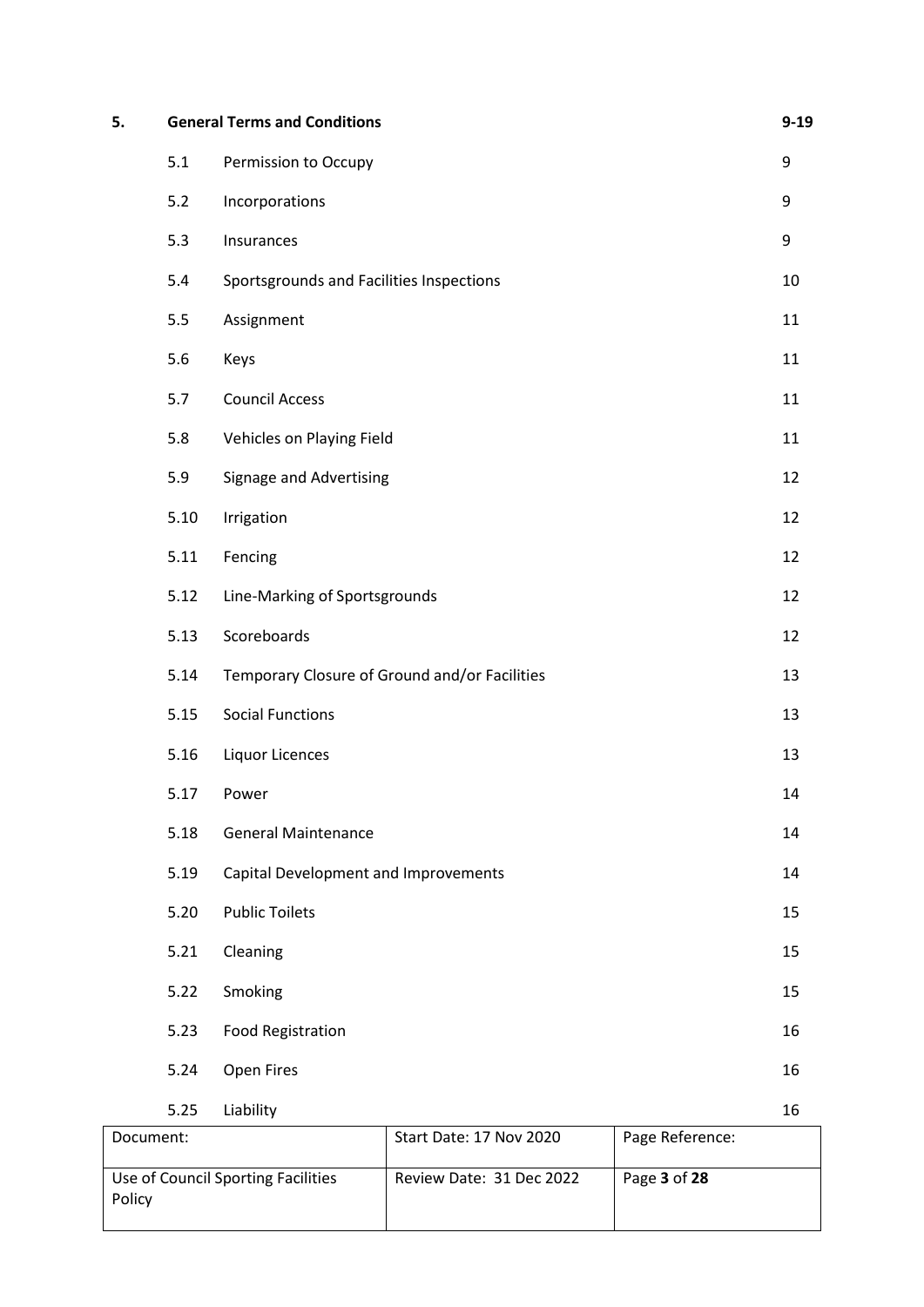| | | | |
|---|---|---|---|
| **5.** | **General Terms and Conditions** | | **9-19** |
| | 5.1 | Permission to Occupy | 9 |
| | 5.2 | Incorporations | 9 |
| | 5.3 | Insurances | 9 |
| | 5.4 | Sportsgrounds and Facilities Inspections | 10 |
| | 5.5 | Assignment | 11 |
| | 5.6 | Keys | 11 |
| | 5.7 | Council Access | 11 |
| | 5.8 | Vehicles on Playing Field | 11 |
| | 5.9 | Signage and Advertising | 12 |
| | 5.10 | Irrigation | 12 |
| | 5.11 | Fencing | 12 |
| | 5.12 | Line-Marking of Sportsgrounds | 12 |
| | 5.13 | Scoreboards | 12 |
| | 5.14 | Temporary Closure of Ground and/or Facilities | 13 |
| | 5.15 | Social Functions | 13 |
| | 5.16 | Liquor Licences | 13 |
| | 5.17 | Power | 14 |
| | 5.18 | General Maintenance | 14 |
| | 5.19 | Capital Development and Improvements | 14 |
| | 5.20 | Public Toilets | 15 |
| | 5.21 | Cleaning | 15 |
| | 5.22 | Smoking | 15 |
| | 5.23 | Food Registration | 16 |
| | 5.24 | Open Fires | 16 |
| | 5.25 | Liability | 16 |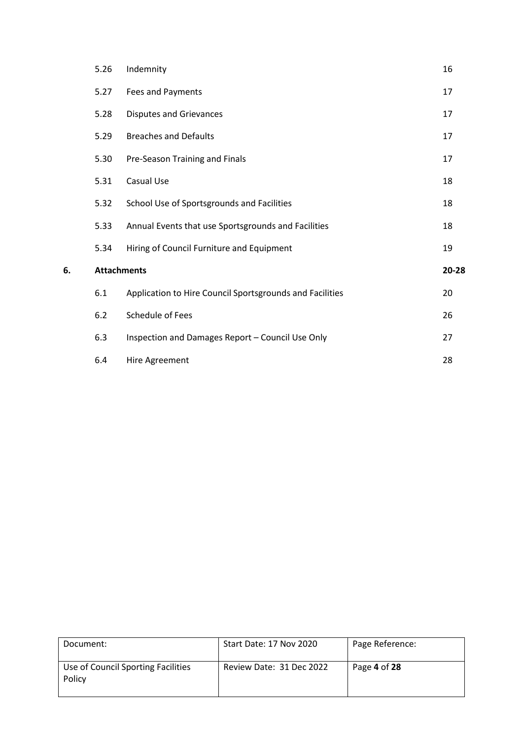| | | | |
|---|---|---|---|
| | 5.26 | Indemnity | 16 |
| | 5.27 | Fees and Payments | 17 |
| | 5.28 | Disputes and Grievances | 17 |
| | 5.29 | Breaches and Defaults | 17 |
| | 5.30 | Pre-Season Training and Finals | 17 |
| | 5.31 | Casual Use | 18 |
| | 5.32 | School Use of Sportsgrounds and Facilities | 18 |
| | 5.33 | Annual Events that use Sportsgrounds and Facilities | 18 |
| | 5.34 | Hiring of Council Furniture and Equipment | 19 |
| **6.** | **Attachments** | | **20-28** |
| | 6.1 | Application to Hire Council Sportsgrounds and Facilities | 20 |
| | 6.2 | Schedule of Fees | 26 |
| | 6.3 | Inspection and Damages Report – Council Use Only | 27 |
| | 6.4 | Hire Agreement | 28 |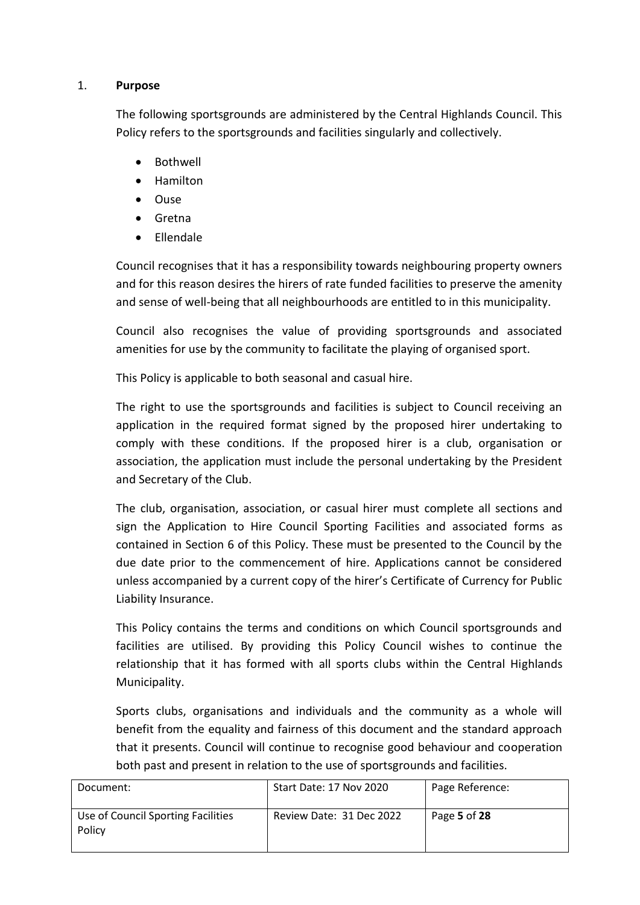## 1. **Purpose**

The following sportsgrounds are administered by the Central Highlands Council. This Policy refers to the sportsgrounds and facilities singularly and collectively.

- Bothwell
- Hamilton
- Ouse
- Gretna
- Ellendale

Council recognises that it has a responsibility towards neighbouring property owners and for this reason desires the hirers of rate funded facilities to preserve the amenity and sense of well-being that all neighbourhoods are entitled to in this municipality.

Council also recognises the value of providing sportsgrounds and associated amenities for use by the community to facilitate the playing of organised sport.

This Policy is applicable to both seasonal and casual hire.

The right to use the sportsgrounds and facilities is subject to Council receiving an application in the required format signed by the proposed hirer undertaking to comply with these conditions. If the proposed hirer is a club, organisation or association, the application must include the personal undertaking by the President and Secretary of the Club.

The club, organisation, association, or casual hirer must complete all sections and sign the Application to Hire Council Sporting Facilities and associated forms as contained in Section 6 of this Policy. These must be presented to the Council by the due date prior to the commencement of hire. Applications cannot be considered unless accompanied by a current copy of the hirer's Certificate of Currency for Public Liability Insurance.

This Policy contains the terms and conditions on which Council sportsgrounds and facilities are utilised. By providing this Policy Council wishes to continue the relationship that it has formed with all sports clubs within the Central Highlands Municipality.

Sports clubs, organisations and individuals and the community as a whole will benefit from the equality and fairness of this document and the standard approach that it presents. Council will continue to recognise good behaviour and cooperation both past and present in relation to the use of sportsgrounds and facilities.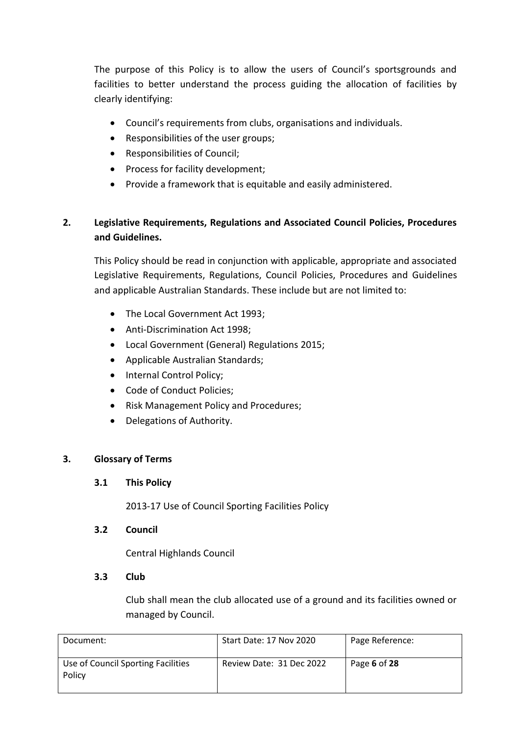The purpose of this Policy is to allow the users of Council's sportsgrounds and facilities to better understand the process guiding the allocation of facilities by clearly identifying:

- Council's requirements from clubs, organisations and individuals.
- Responsibilities of the user groups;
- Responsibilities of Council;
- Process for facility development;
- Provide a framework that is equitable and easily administered.

## 2. Legislative Requirements, Regulations and Associated Council Policies, Procedures and Guidelines.

This Policy should be read in conjunction with applicable, appropriate and associated Legislative Requirements, Regulations, Council Policies, Procedures and Guidelines and applicable Australian Standards. These include but are not limited to:

- The Local Government Act 1993;
- Anti-Discrimination Act 1998;
- Local Government (General) Regulations 2015;
- Applicable Australian Standards;
- Internal Control Policy;
- Code of Conduct Policies;
- Risk Management Policy and Procedures;
- Delegations of Authority.

## 3. Glossary of Terms

### 3.1 This Policy

2013-17 Use of Council Sporting Facilities Policy

### 3.2 Council

Central Highlands Council

### 3.3 Club

Club shall mean the club allocated use of a ground and its facilities owned or managed by Council.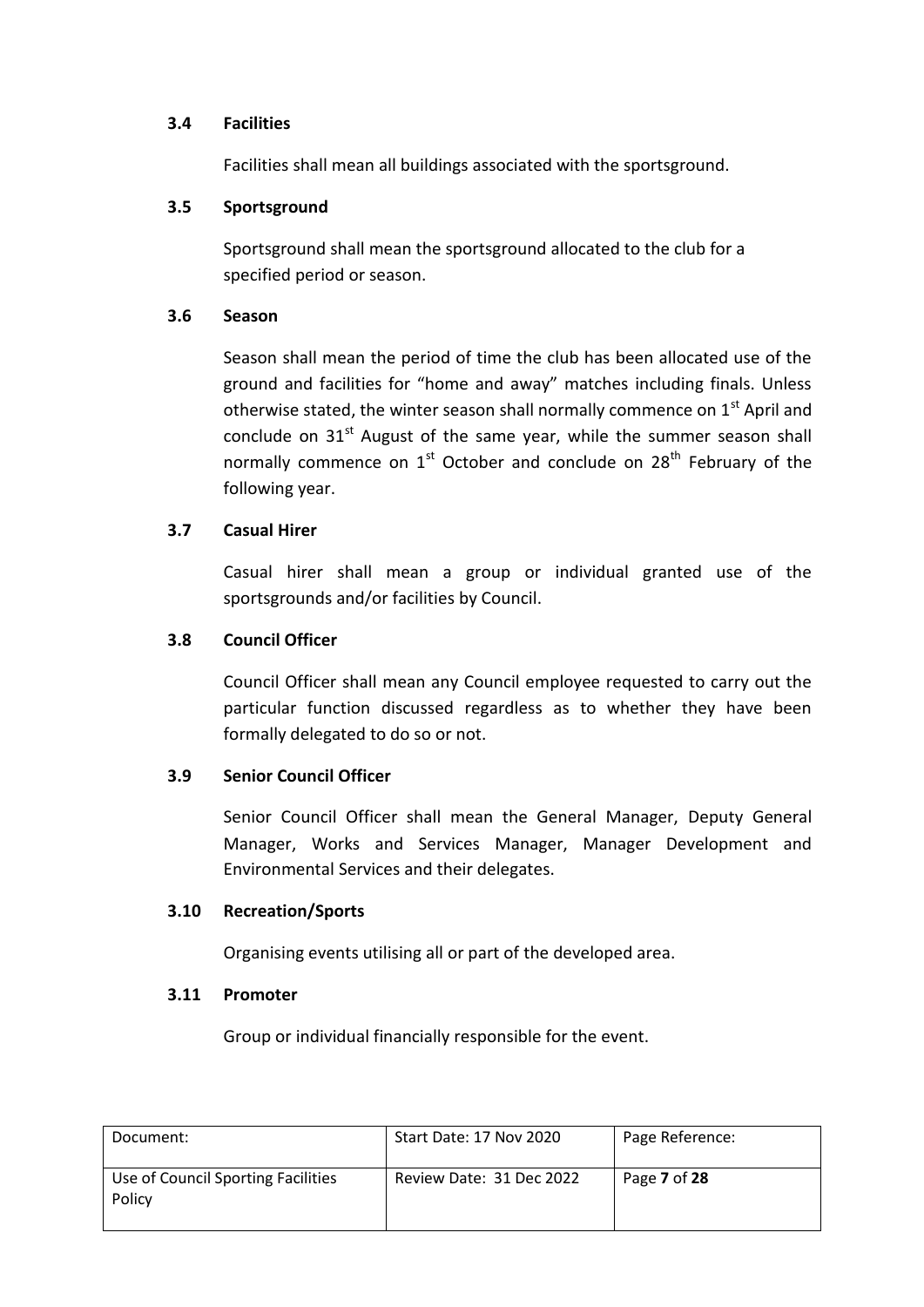### 3.4 Facilities

Facilities shall mean all buildings associated with the sportsground.

### 3.5 Sportsground

Sportsground shall mean the sportsground allocated to the club for a specified period or season.

### 3.6 Season

Season shall mean the period of time the club has been allocated use of the ground and facilities for "home and away" matches including finals. Unless otherwise stated, the winter season shall normally commence on 1st April and conclude on 31st August of the same year, while the summer season shall normally commence on 1st October and conclude on 28th February of the following year.

### 3.7 Casual Hirer

Casual hirer shall mean a group or individual granted use of the sportsgrounds and/or facilities by Council.

### 3.8 Council Officer

Council Officer shall mean any Council employee requested to carry out the particular function discussed regardless as to whether they have been formally delegated to do so or not.

### 3.9 Senior Council Officer

Senior Council Officer shall mean the General Manager, Deputy General Manager, Works and Services Manager, Manager Development and Environmental Services and their delegates.

### 3.10 Recreation/Sports

Organising events utilising all or part of the developed area.

### 3.11 Promoter

Group or individual financially responsible for the event.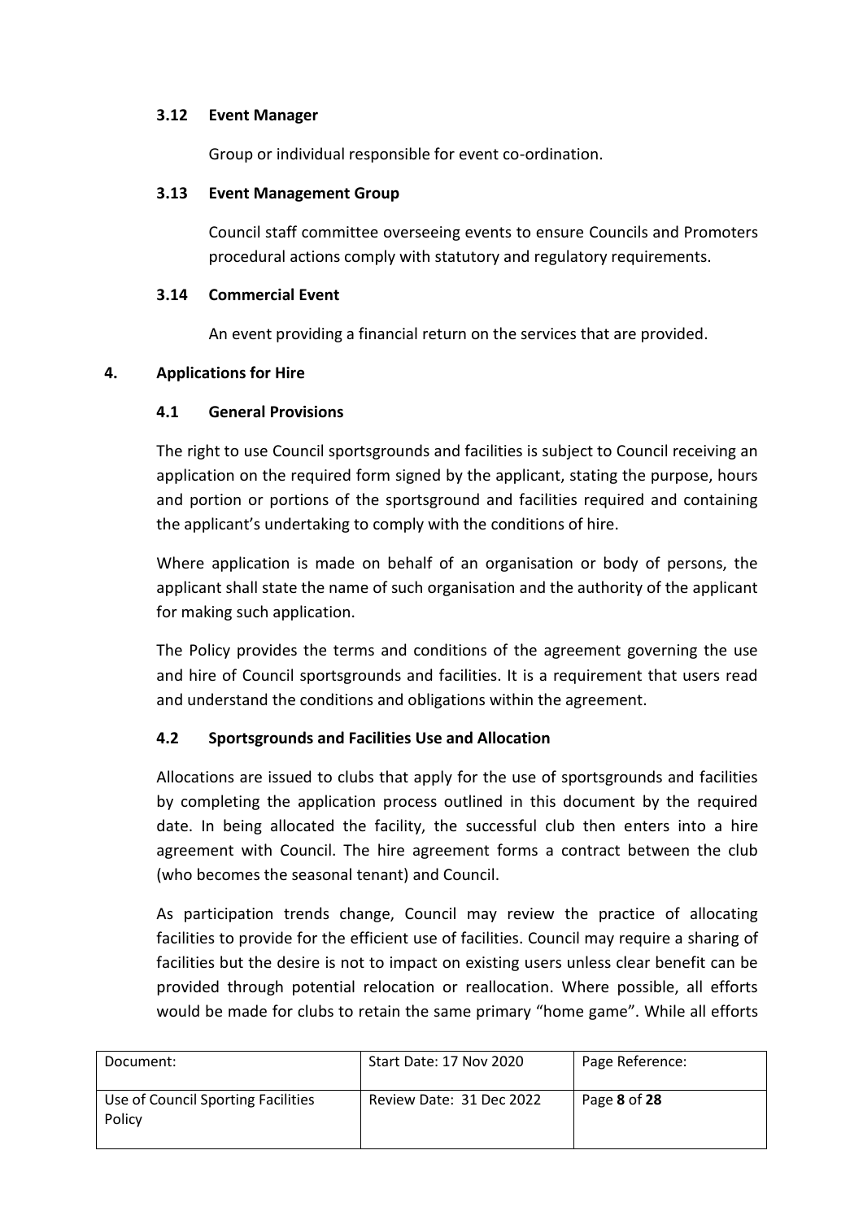### 3.12 Event Manager

Group or individual responsible for event co-ordination.

### 3.13 Event Management Group

Council staff committee overseeing events to ensure Councils and Promoters procedural actions comply with statutory and regulatory requirements.

### 3.14 Commercial Event

An event providing a financial return on the services that are provided.

## 4. Applications for Hire

### 4.1 General Provisions

The right to use Council sportsgrounds and facilities is subject to Council receiving an application on the required form signed by the applicant, stating the purpose, hours and portion or portions of the sportsground and facilities required and containing the applicant's undertaking to comply with the conditions of hire.

Where application is made on behalf of an organisation or body of persons, the applicant shall state the name of such organisation and the authority of the applicant for making such application.

The Policy provides the terms and conditions of the agreement governing the use and hire of Council sportsgrounds and facilities. It is a requirement that users read and understand the conditions and obligations within the agreement.

### 4.2 Sportsgrounds and Facilities Use and Allocation

Allocations are issued to clubs that apply for the use of sportsgrounds and facilities by completing the application process outlined in this document by the required date. In being allocated the facility, the successful club then enters into a hire agreement with Council. The hire agreement forms a contract between the club (who becomes the seasonal tenant) and Council.

As participation trends change, Council may review the practice of allocating facilities to provide for the efficient use of facilities. Council may require a sharing of facilities but the desire is not to impact on existing users unless clear benefit can be provided through potential relocation or reallocation. Where possible, all efforts would be made for clubs to retain the same primary "home game". While all efforts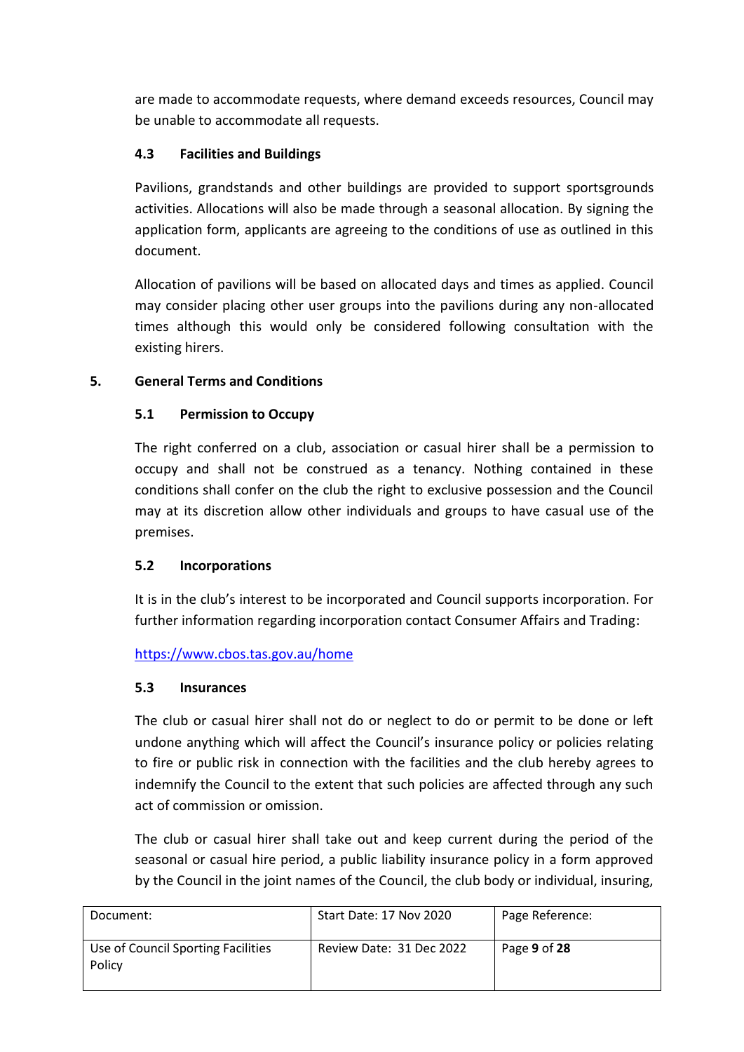are made to accommodate requests, where demand exceeds resources, Council may be unable to accommodate all requests.

### 4.3 Facilities and Buildings

Pavilions, grandstands and other buildings are provided to support sportsgrounds activities. Allocations will also be made through a seasonal allocation. By signing the application form, applicants are agreeing to the conditions of use as outlined in this document.

Allocation of pavilions will be based on allocated days and times as applied. Council may consider placing other user groups into the pavilions during any non-allocated times although this would only be considered following consultation with the existing hirers.

## 5. General Terms and Conditions

### 5.1 Permission to Occupy

The right conferred on a club, association or casual hirer shall be a permission to occupy and shall not be construed as a tenancy. Nothing contained in these conditions shall confer on the club the right to exclusive possession and the Council may at its discretion allow other individuals and groups to have casual use of the premises.

### 5.2 Incorporations

It is in the club's interest to be incorporated and Council supports incorporation. For further information regarding incorporation contact Consumer Affairs and Trading:

https://www.cbos.tas.gov.au/home

### 5.3 Insurances

The club or casual hirer shall not do or neglect to do or permit to be done or left undone anything which will affect the Council's insurance policy or policies relating to fire or public risk in connection with the facilities and the club hereby agrees to indemnify the Council to the extent that such policies are affected through any such act of commission or omission.

The club or casual hirer shall take out and keep current during the period of the seasonal or casual hire period, a public liability insurance policy in a form approved by the Council in the joint names of the Council, the club body or individual, insuring,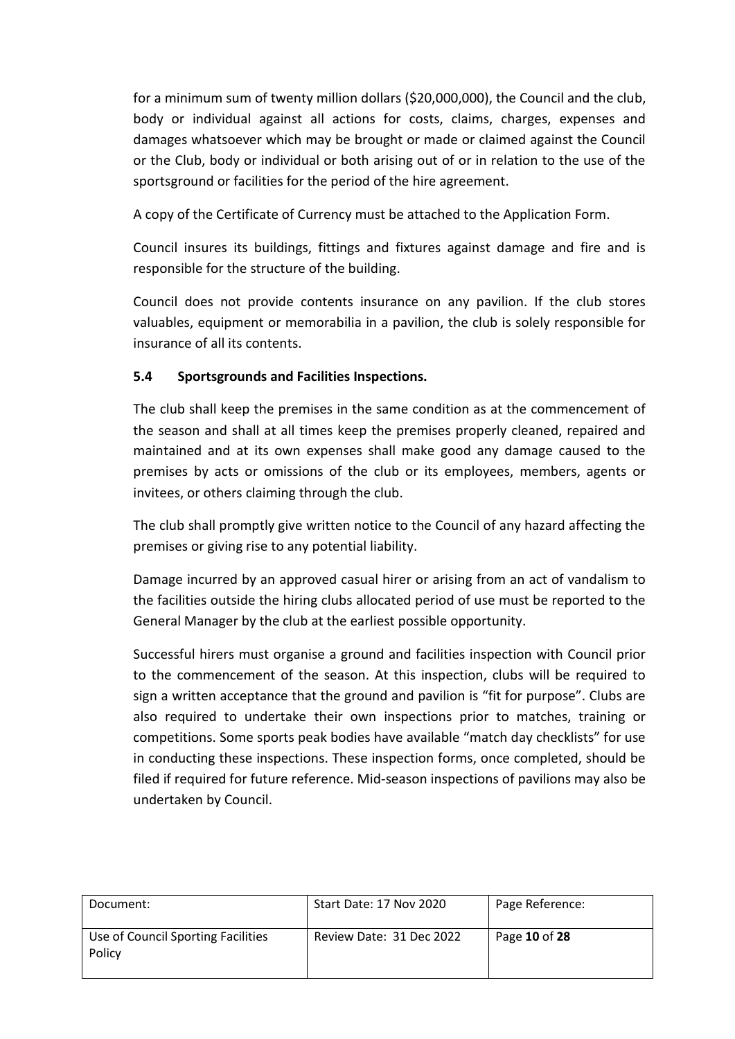for a minimum sum of twenty million dollars ($20,000,000), the Council and the club, body or individual against all actions for costs, claims, charges, expenses and damages whatsoever which may be brought or made or claimed against the Council or the Club, body or individual or both arising out of or in relation to the use of the sportsground or facilities for the period of the hire agreement.

A copy of the Certificate of Currency must be attached to the Application Form.

Council insures its buildings, fittings and fixtures against damage and fire and is responsible for the structure of the building.

Council does not provide contents insurance on any pavilion. If the club stores valuables, equipment or memorabilia in a pavilion, the club is solely responsible for insurance of all its contents.

### 5.4 Sportsgrounds and Facilities Inspections.

The club shall keep the premises in the same condition as at the commencement of the season and shall at all times keep the premises properly cleaned, repaired and maintained and at its own expenses shall make good any damage caused to the premises by acts or omissions of the club or its employees, members, agents or invitees, or others claiming through the club.

The club shall promptly give written notice to the Council of any hazard affecting the premises or giving rise to any potential liability.

Damage incurred by an approved casual hirer or arising from an act of vandalism to the facilities outside the hiring clubs allocated period of use must be reported to the General Manager by the club at the earliest possible opportunity.

Successful hirers must organise a ground and facilities inspection with Council prior to the commencement of the season. At this inspection, clubs will be required to sign a written acceptance that the ground and pavilion is "fit for purpose". Clubs are also required to undertake their own inspections prior to matches, training or competitions. Some sports peak bodies have available "match day checklists" for use in conducting these inspections. These inspection forms, once completed, should be filed if required for future reference. Mid-season inspections of pavilions may also be undertaken by Council.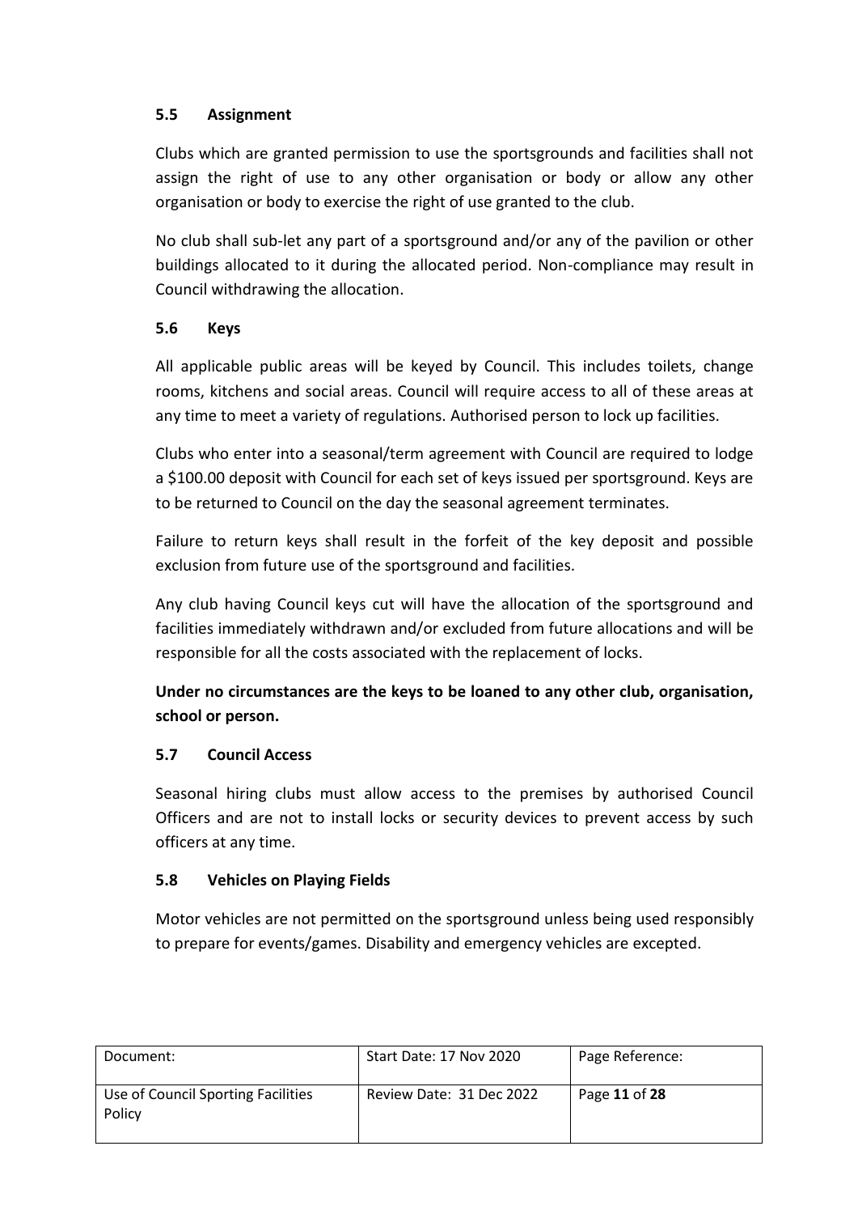### 5.5 Assignment

Clubs which are granted permission to use the sportsgrounds and facilities shall not assign the right of use to any other organisation or body or allow any other organisation or body to exercise the right of use granted to the club.

No club shall sub-let any part of a sportsground and/or any of the pavilion or other buildings allocated to it during the allocated period. Non-compliance may result in Council withdrawing the allocation.

### 5.6 Keys

All applicable public areas will be keyed by Council. This includes toilets, change rooms, kitchens and social areas. Council will require access to all of these areas at any time to meet a variety of regulations. Authorised person to lock up facilities.

Clubs who enter into a seasonal/term agreement with Council are required to lodge a $100.00 deposit with Council for each set of keys issued per sportsground. Keys are to be returned to Council on the day the seasonal agreement terminates.

Failure to return keys shall result in the forfeit of the key deposit and possible exclusion from future use of the sportsground and facilities.

Any club having Council keys cut will have the allocation of the sportsground and facilities immediately withdrawn and/or excluded from future allocations and will be responsible for all the costs associated with the replacement of locks.

**Under no circumstances are the keys to be loaned to any other club, organisation, school or person.**

### 5.7 Council Access

Seasonal hiring clubs must allow access to the premises by authorised Council Officers and are not to install locks or security devices to prevent access by such officers at any time.

### 5.8 Vehicles on Playing Fields

Motor vehicles are not permitted on the sportsground unless being used responsibly to prepare for events/games. Disability and emergency vehicles are excepted.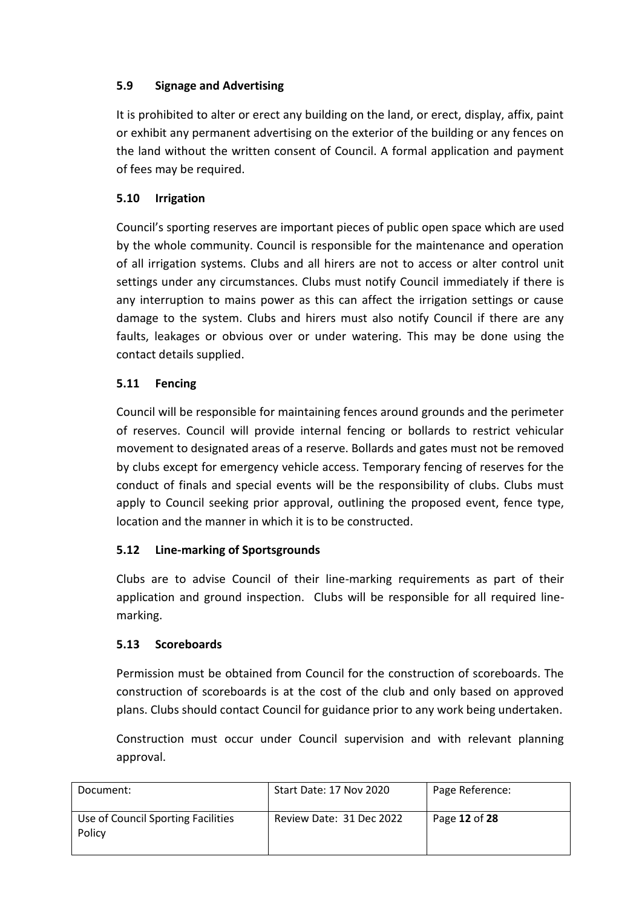### 5.9 Signage and Advertising

It is prohibited to alter or erect any building on the land, or erect, display, affix, paint or exhibit any permanent advertising on the exterior of the building or any fences on the land without the written consent of Council. A formal application and payment of fees may be required.

### 5.10 Irrigation

Council's sporting reserves are important pieces of public open space which are used by the whole community. Council is responsible for the maintenance and operation of all irrigation systems. Clubs and all hirers are not to access or alter control unit settings under any circumstances. Clubs must notify Council immediately if there is any interruption to mains power as this can affect the irrigation settings or cause damage to the system. Clubs and hirers must also notify Council if there are any faults, leakages or obvious over or under watering. This may be done using the contact details supplied.

### 5.11 Fencing

Council will be responsible for maintaining fences around grounds and the perimeter of reserves. Council will provide internal fencing or bollards to restrict vehicular movement to designated areas of a reserve. Bollards and gates must not be removed by clubs except for emergency vehicle access. Temporary fencing of reserves for the conduct of finals and special events will be the responsibility of clubs. Clubs must apply to Council seeking prior approval, outlining the proposed event, fence type, location and the manner in which it is to be constructed.

### 5.12 Line-marking of Sportsgrounds

Clubs are to advise Council of their line-marking requirements as part of their application and ground inspection. Clubs will be responsible for all required line-marking.

### 5.13 Scoreboards

Permission must be obtained from Council for the construction of scoreboards. The construction of scoreboards is at the cost of the club and only based on approved plans. Clubs should contact Council for guidance prior to any work being undertaken.

Construction must occur under Council supervision and with relevant planning approval.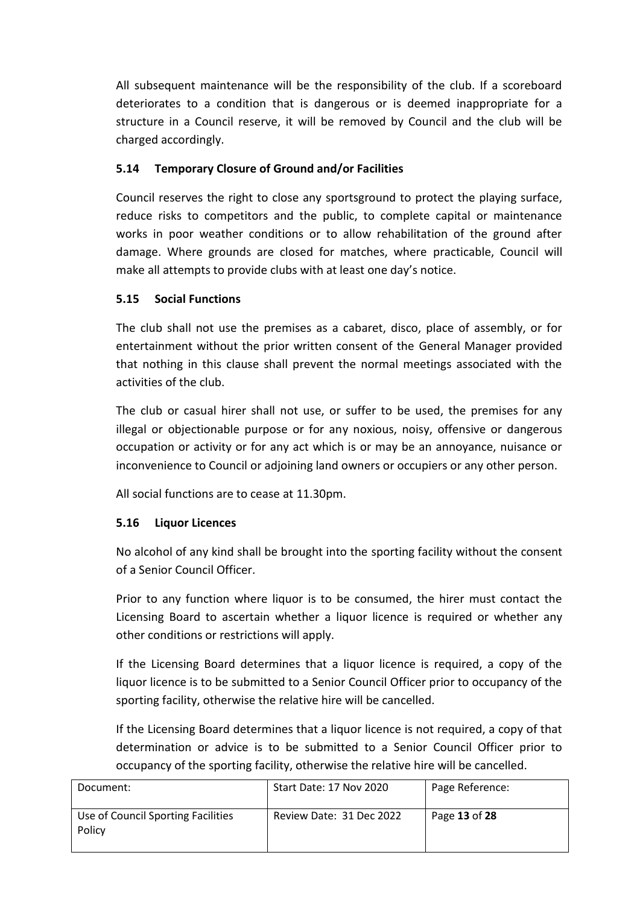All subsequent maintenance will be the responsibility of the club. If a scoreboard deteriorates to a condition that is dangerous or is deemed inappropriate for a structure in a Council reserve, it will be removed by Council and the club will be charged accordingly.

### 5.14 Temporary Closure of Ground and/or Facilities

Council reserves the right to close any sportsground to protect the playing surface, reduce risks to competitors and the public, to complete capital or maintenance works in poor weather conditions or to allow rehabilitation of the ground after damage. Where grounds are closed for matches, where practicable, Council will make all attempts to provide clubs with at least one day's notice.

### 5.15 Social Functions

The club shall not use the premises as a cabaret, disco, place of assembly, or for entertainment without the prior written consent of the General Manager provided that nothing in this clause shall prevent the normal meetings associated with the activities of the club.

The club or casual hirer shall not use, or suffer to be used, the premises for any illegal or objectionable purpose or for any noxious, noisy, offensive or dangerous occupation or activity or for any act which is or may be an annoyance, nuisance or inconvenience to Council or adjoining land owners or occupiers or any other person.

All social functions are to cease at 11.30pm.

### 5.16 Liquor Licences

No alcohol of any kind shall be brought into the sporting facility without the consent of a Senior Council Officer.

Prior to any function where liquor is to be consumed, the hirer must contact the Licensing Board to ascertain whether a liquor licence is required or whether any other conditions or restrictions will apply.

If the Licensing Board determines that a liquor licence is required, a copy of the liquor licence is to be submitted to a Senior Council Officer prior to occupancy of the sporting facility, otherwise the relative hire will be cancelled.

If the Licensing Board determines that a liquor licence is not required, a copy of that determination or advice is to be submitted to a Senior Council Officer prior to occupancy of the sporting facility, otherwise the relative hire will be cancelled.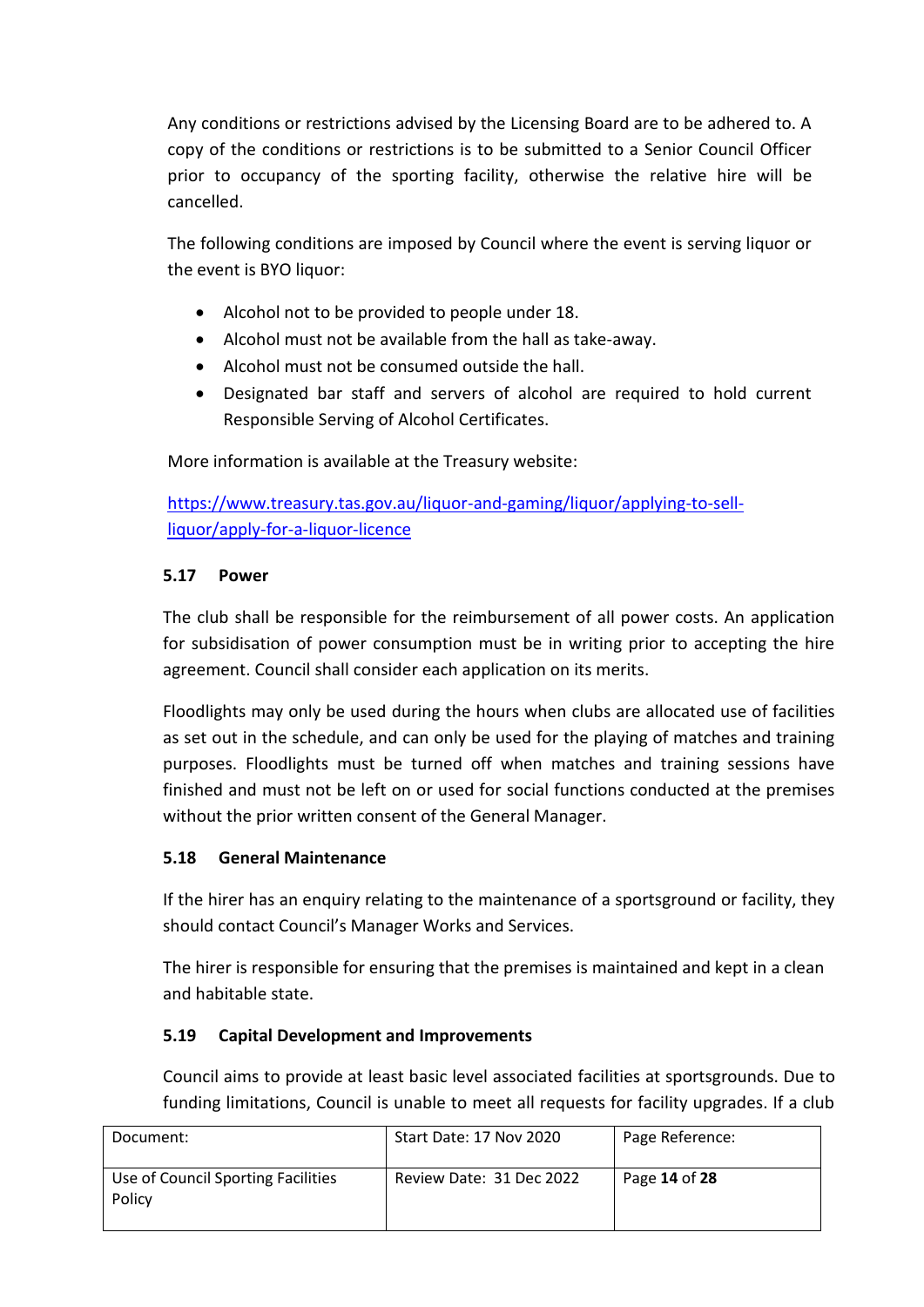Any conditions or restrictions advised by the Licensing Board are to be adhered to. A copy of the conditions or restrictions is to be submitted to a Senior Council Officer prior to occupancy of the sporting facility, otherwise the relative hire will be cancelled.

The following conditions are imposed by Council where the event is serving liquor or the event is BYO liquor:

- Alcohol not to be provided to people under 18.
- Alcohol must not be available from the hall as take-away.
- Alcohol must not be consumed outside the hall.
- Designated bar staff and servers of alcohol are required to hold current Responsible Serving of Alcohol Certificates.

More information is available at the Treasury website:

[https://www.treasury.tas.gov.au/liquor-and-gaming/liquor/applying-to-sell-liquor/apply-for-a-liquor-licence](https://www.treasury.tas.gov.au/liquor-and-gaming/liquor/applying-to-sell-liquor/apply-for-a-liquor-licence)

### 5.17 Power

The club shall be responsible for the reimbursement of all power costs. An application for subsidisation of power consumption must be in writing prior to accepting the hire agreement. Council shall consider each application on its merits.

Floodlights may only be used during the hours when clubs are allocated use of facilities as set out in the schedule, and can only be used for the playing of matches and training purposes. Floodlights must be turned off when matches and training sessions have finished and must not be left on or used for social functions conducted at the premises without the prior written consent of the General Manager.

### 5.18 General Maintenance

If the hirer has an enquiry relating to the maintenance of a sportsground or facility, they should contact Council's Manager Works and Services.

The hirer is responsible for ensuring that the premises is maintained and kept in a clean and habitable state.

### 5.19 Capital Development and Improvements

Council aims to provide at least basic level associated facilities at sportsgrounds. Due to funding limitations, Council is unable to meet all requests for facility upgrades. If a club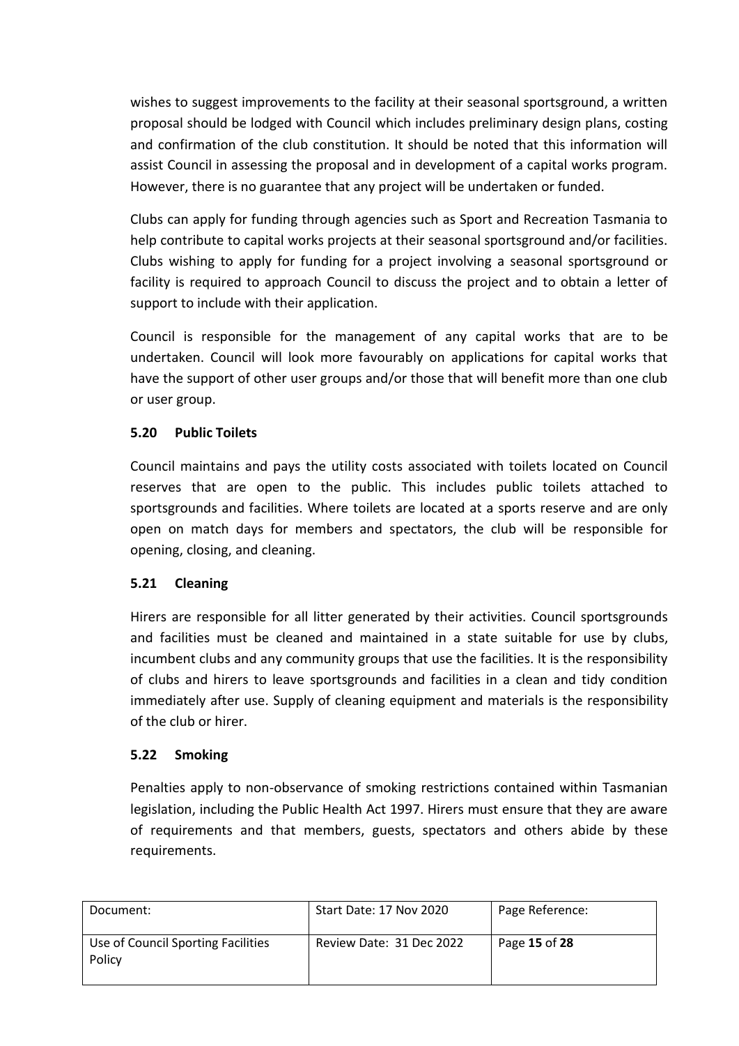wishes to suggest improvements to the facility at their seasonal sportsground, a written proposal should be lodged with Council which includes preliminary design plans, costing and confirmation of the club constitution. It should be noted that this information will assist Council in assessing the proposal and in development of a capital works program. However, there is no guarantee that any project will be undertaken or funded.

Clubs can apply for funding through agencies such as Sport and Recreation Tasmania to help contribute to capital works projects at their seasonal sportsground and/or facilities. Clubs wishing to apply for funding for a project involving a seasonal sportsground or facility is required to approach Council to discuss the project and to obtain a letter of support to include with their application.

Council is responsible for the management of any capital works that are to be undertaken. Council will look more favourably on applications for capital works that have the support of other user groups and/or those that will benefit more than one club or user group.

### 5.20 Public Toilets

Council maintains and pays the utility costs associated with toilets located on Council reserves that are open to the public. This includes public toilets attached to sportsgrounds and facilities. Where toilets are located at a sports reserve and are only open on match days for members and spectators, the club will be responsible for opening, closing, and cleaning.

### 5.21 Cleaning

Hirers are responsible for all litter generated by their activities. Council sportsgrounds and facilities must be cleaned and maintained in a state suitable for use by clubs, incumbent clubs and any community groups that use the facilities. It is the responsibility of clubs and hirers to leave sportsgrounds and facilities in a clean and tidy condition immediately after use. Supply of cleaning equipment and materials is the responsibility of the club or hirer.

### 5.22 Smoking

Penalties apply to non-observance of smoking restrictions contained within Tasmanian legislation, including the Public Health Act 1997. Hirers must ensure that they are aware of requirements and that members, guests, spectators and others abide by these requirements.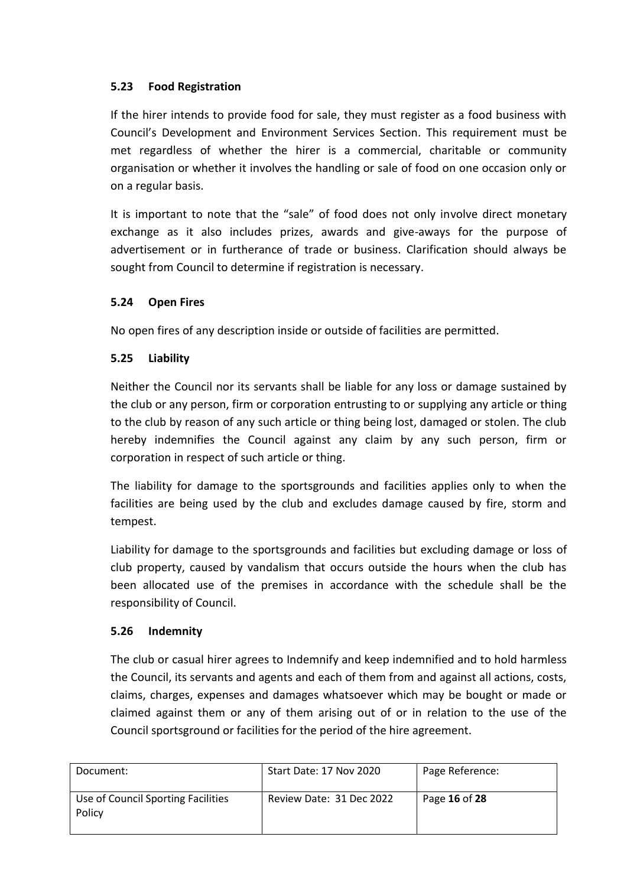### 5.23 Food Registration

If the hirer intends to provide food for sale, they must register as a food business with Council's Development and Environment Services Section. This requirement must be met regardless of whether the hirer is a commercial, charitable or community organisation or whether it involves the handling or sale of food on one occasion only or on a regular basis.

It is important to note that the "sale" of food does not only involve direct monetary exchange as it also includes prizes, awards and give-aways for the purpose of advertisement or in furtherance of trade or business. Clarification should always be sought from Council to determine if registration is necessary.

### 5.24 Open Fires

No open fires of any description inside or outside of facilities are permitted.

### 5.25 Liability

Neither the Council nor its servants shall be liable for any loss or damage sustained by the club or any person, firm or corporation entrusting to or supplying any article or thing to the club by reason of any such article or thing being lost, damaged or stolen. The club hereby indemnifies the Council against any claim by any such person, firm or corporation in respect of such article or thing.

The liability for damage to the sportsgrounds and facilities applies only to when the facilities are being used by the club and excludes damage caused by fire, storm and tempest.

Liability for damage to the sportsgrounds and facilities but excluding damage or loss of club property, caused by vandalism that occurs outside the hours when the club has been allocated use of the premises in accordance with the schedule shall be the responsibility of Council.

### 5.26 Indemnity

The club or casual hirer agrees to Indemnify and keep indemnified and to hold harmless the Council, its servants and agents and each of them from and against all actions, costs, claims, charges, expenses and damages whatsoever which may be bought or made or claimed against them or any of them arising out of or in relation to the use of the Council sportsground or facilities for the period of the hire agreement.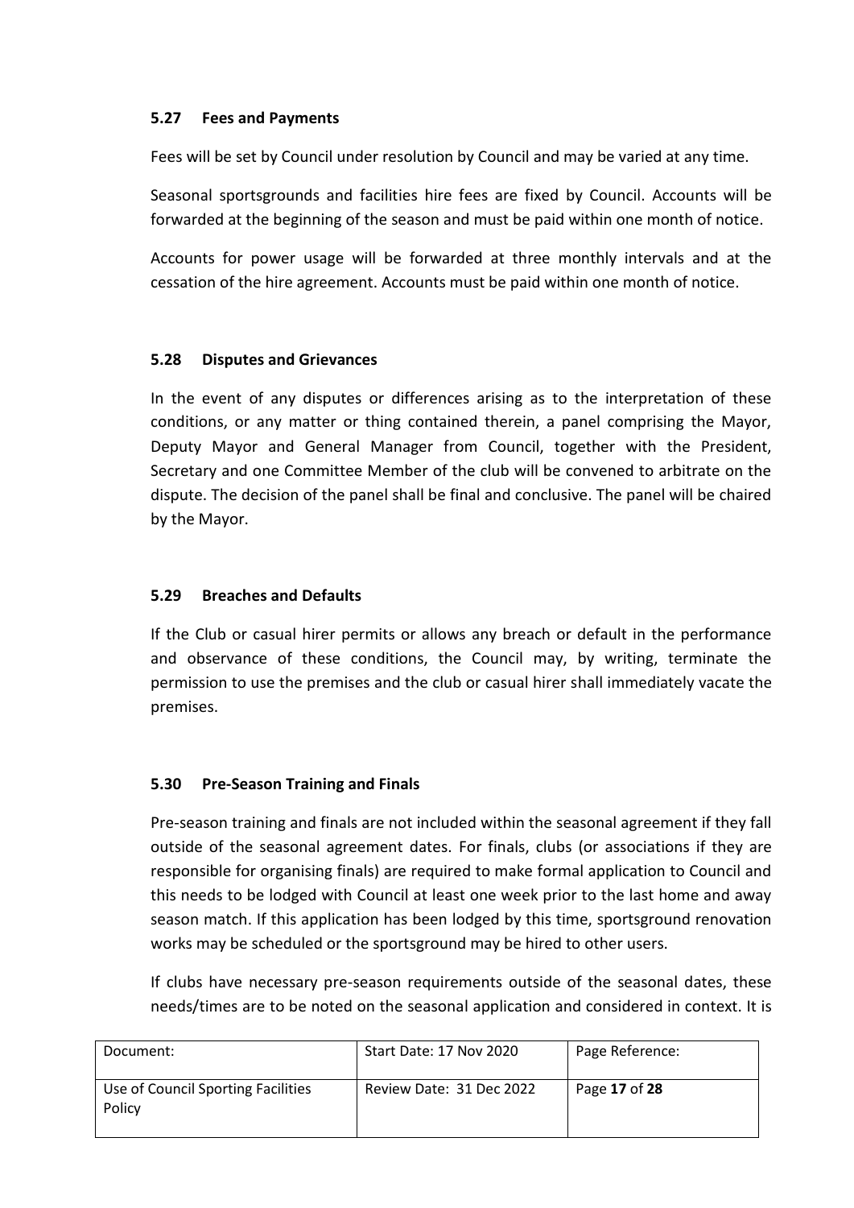### 5.27 Fees and Payments

Fees will be set by Council under resolution by Council and may be varied at any time.

Seasonal sportsgrounds and facilities hire fees are fixed by Council. Accounts will be forwarded at the beginning of the season and must be paid within one month of notice.

Accounts for power usage will be forwarded at three monthly intervals and at the cessation of the hire agreement. Accounts must be paid within one month of notice.

### 5.28 Disputes and Grievances

In the event of any disputes or differences arising as to the interpretation of these conditions, or any matter or thing contained therein, a panel comprising the Mayor, Deputy Mayor and General Manager from Council, together with the President, Secretary and one Committee Member of the club will be convened to arbitrate on the dispute. The decision of the panel shall be final and conclusive. The panel will be chaired by the Mayor.

### 5.29 Breaches and Defaults

If the Club or casual hirer permits or allows any breach or default in the performance and observance of these conditions, the Council may, by writing, terminate the permission to use the premises and the club or casual hirer shall immediately vacate the premises.

### 5.30 Pre-Season Training and Finals

Pre-season training and finals are not included within the seasonal agreement if they fall outside of the seasonal agreement dates. For finals, clubs (or associations if they are responsible for organising finals) are required to make formal application to Council and this needs to be lodged with Council at least one week prior to the last home and away season match. If this application has been lodged by this time, sportsground renovation works may be scheduled or the sportsground may be hired to other users.

If clubs have necessary pre-season requirements outside of the seasonal dates, these needs/times are to be noted on the seasonal application and considered in context. It is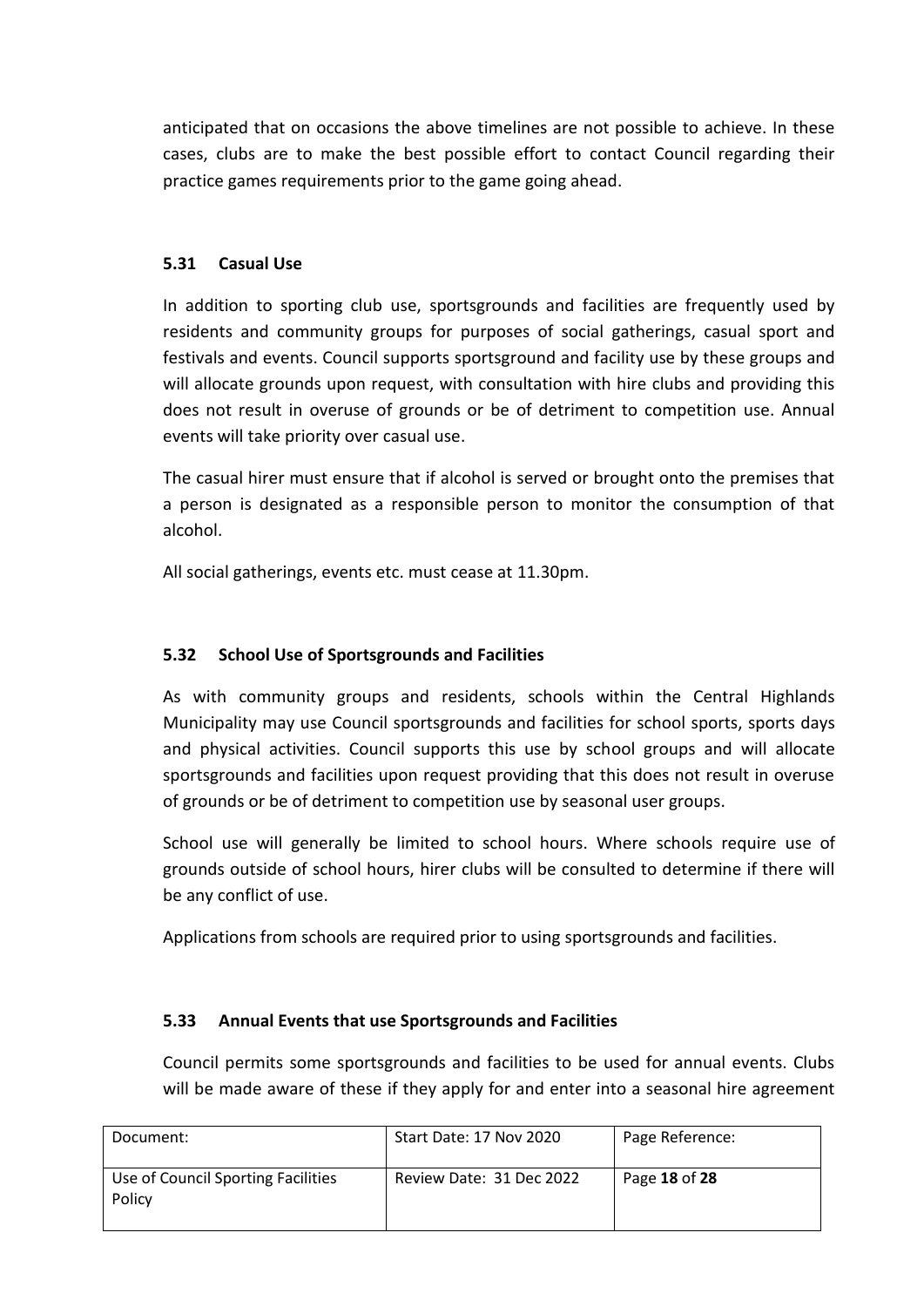anticipated that on occasions the above timelines are not possible to achieve. In these cases, clubs are to make the best possible effort to contact Council regarding their practice games requirements prior to the game going ahead.

### 5.31 Casual Use

In addition to sporting club use, sportsgrounds and facilities are frequently used by residents and community groups for purposes of social gatherings, casual sport and festivals and events. Council supports sportsground and facility use by these groups and will allocate grounds upon request, with consultation with hire clubs and providing this does not result in overuse of grounds or be of detriment to competition use. Annual events will take priority over casual use.

The casual hirer must ensure that if alcohol is served or brought onto the premises that a person is designated as a responsible person to monitor the consumption of that alcohol.

All social gatherings, events etc. must cease at 11.30pm.

### 5.32 School Use of Sportsgrounds and Facilities

As with community groups and residents, schools within the Central Highlands Municipality may use Council sportsgrounds and facilities for school sports, sports days and physical activities. Council supports this use by school groups and will allocate sportsgrounds and facilities upon request providing that this does not result in overuse of grounds or be of detriment to competition use by seasonal user groups.

School use will generally be limited to school hours. Where schools require use of grounds outside of school hours, hirer clubs will be consulted to determine if there will be any conflict of use.

Applications from schools are required prior to using sportsgrounds and facilities.

### 5.33 Annual Events that use Sportsgrounds and Facilities

Council permits some sportsgrounds and facilities to be used for annual events. Clubs will be made aware of these if they apply for and enter into a seasonal hire agreement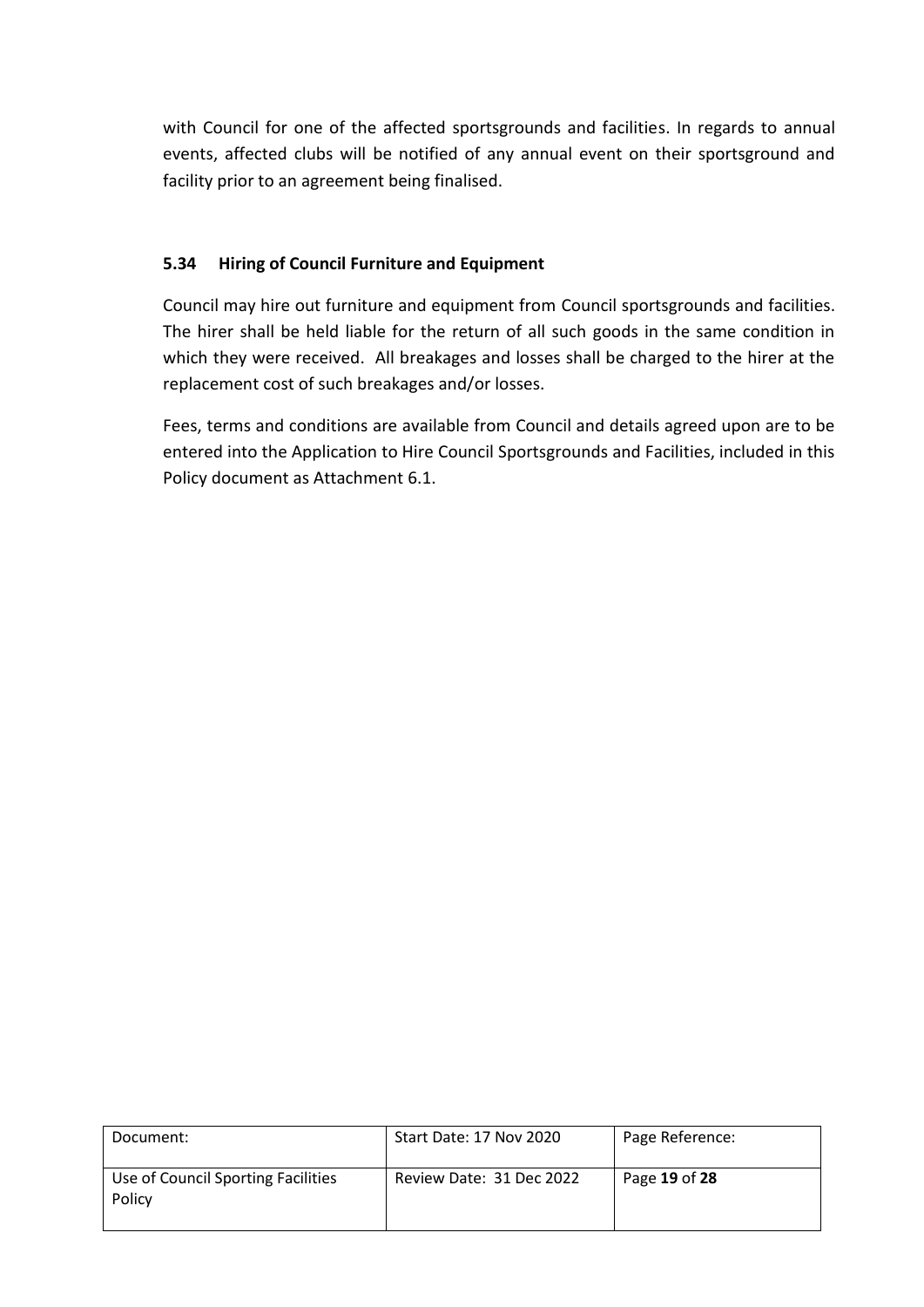with Council for one of the affected sportsgrounds and facilities. In regards to annual events, affected clubs will be notified of any annual event on their sportsground and facility prior to an agreement being finalised.

### 5.34 Hiring of Council Furniture and Equipment

Council may hire out furniture and equipment from Council sportsgrounds and facilities. The hirer shall be held liable for the return of all such goods in the same condition in which they were received. All breakages and losses shall be charged to the hirer at the replacement cost of such breakages and/or losses.

Fees, terms and conditions are available from Council and details agreed upon are to be entered into the Application to Hire Council Sportsgrounds and Facilities, included in this Policy document as Attachment 6.1.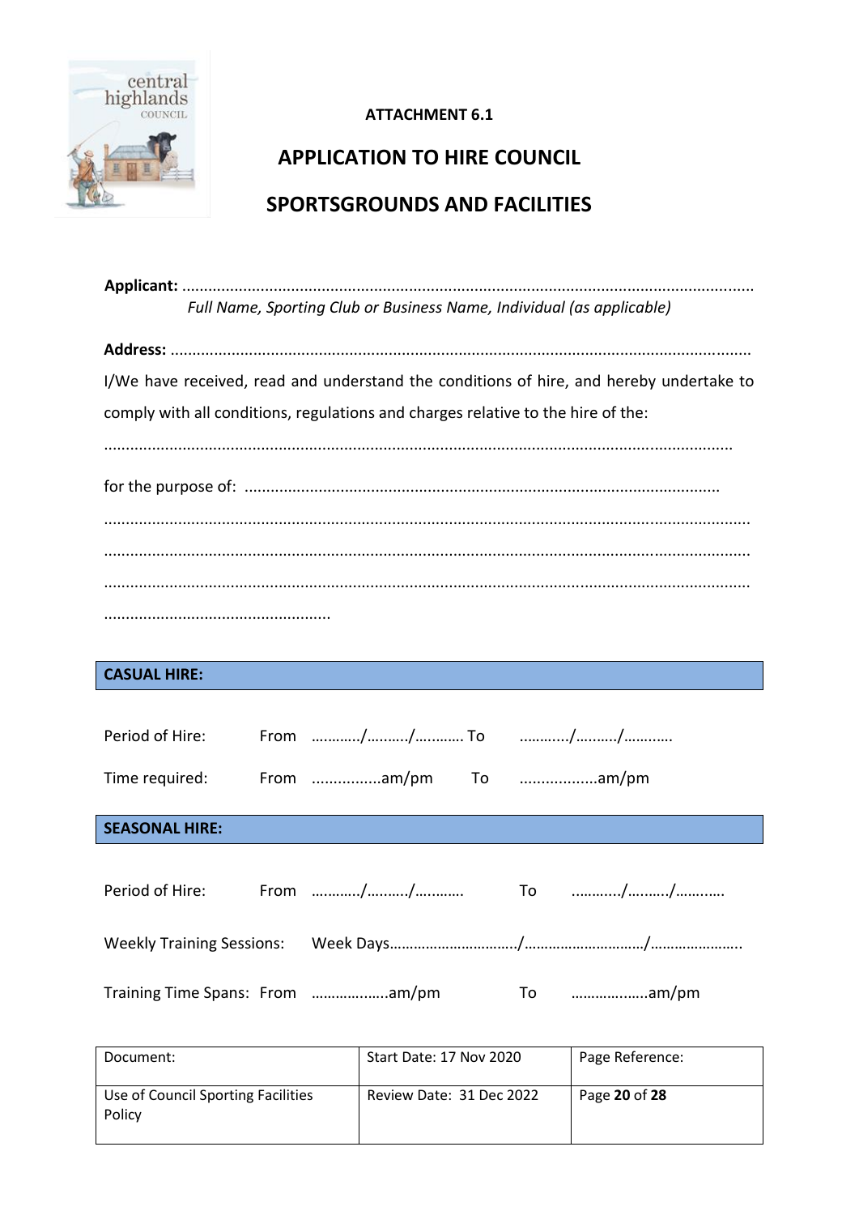ATTACHMENT 6.1

# APPLICATION TO HIRE COUNCIL SPORTSGROUNDS AND FACILITIES

**Applicant:** ..................................................................................................................................

*Full Name, Sporting Club or Business Name, Individual (as applicable)*

**Address:** ..................................................................................................................................

I/We have received, read and understand the conditions of hire, and hereby undertake to comply with all conditions, regulations and charges relative to the hire of the:

..................................................................................................................................

for the purpose of: ..........................................................................................................

..................................................................................................................................

..................................................................................................................................

..................................................................................................................................

....................................................

## CASUAL HIRE:

Period of Hire: From ………../………./……….. To ………../………./………..

Time required: From …………….am/pm To ………………am/pm

## SEASONAL HIRE:

Period of Hire: From ………../………./……….. To ………../………./………..

Weekly Training Sessions: Week Days…………………………../…………………………/…………………..

Training Time Spans: From ………………am/pm To ………………am/pm

| Document: | Start Date: 17 Nov 2020 | Page Reference: |
|---|---|---|
| Use of Council Sporting Facilities Policy | Review Date: 31 Dec 2022 | Page **20** of **28** |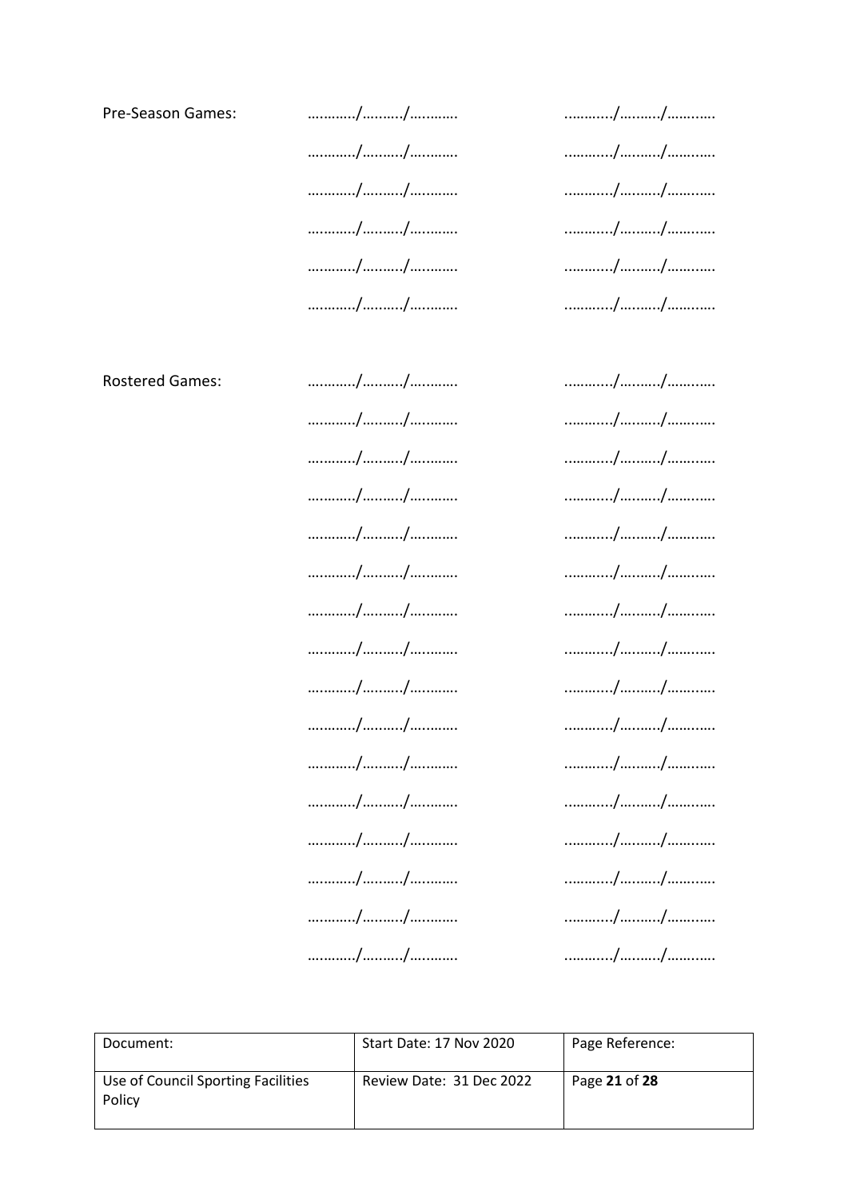Pre-Season Games: …………/………./…………  …………/………./…………

…………/………./…………  …………/………./…………

…………/………./…………  …………/………./…………

…………/………./…………  …………/………./…………

…………/………./…………  …………/………./…………

…………/………./…………  …………/………./…………

Rostered Games: …………/………./…………  …………/………./…………

…………/………./…………  …………/………./…………

…………/………./…………  …………/………./…………

…………/………./…………  …………/………./…………

…………/………./…………  …………/………./…………

…………/………./…………  …………/………./…………

…………/………./…………  …………/………./…………

…………/………./…………  …………/………./…………

…………/………./…………  …………/………./…………

…………/………./…………  …………/………./…………

…………/………./…………  …………/………./…………

…………/………./…………  …………/………./…………

…………/………./…………  …………/………./…………

…………/………./…………  …………/………./…………

…………/………./…………  …………/………./…………

…………/………./…………  …………/………./…………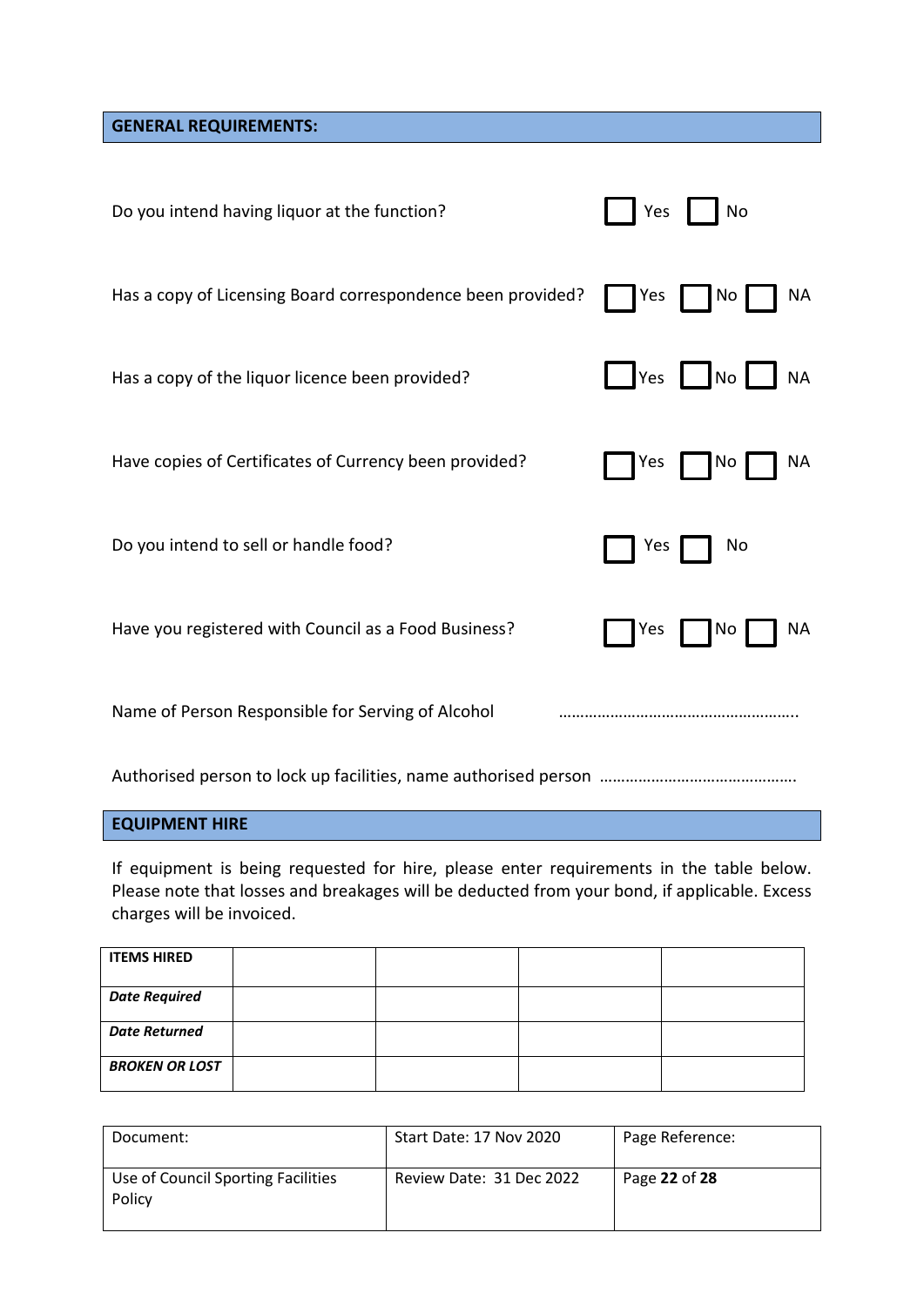## GENERAL REQUIREMENTS:

Do you intend having liquor at the function? ☐ Yes ☐ No

Has a copy of Licensing Board correspondence been provided? ☐ Yes ☐ No ☐ NA

Has a copy of the liquor licence been provided? ☐ Yes ☐ No ☐ NA

Have copies of Certificates of Currency been provided? ☐ Yes ☐ No ☐ NA

Do you intend to sell or handle food? ☐ Yes ☐ No

Have you registered with Council as a Food Business? ☐ Yes ☐ No ☐ NA

Name of Person Responsible for Serving of Alcohol ……………………………………………….

Authorised person to lock up facilities, name authorised person ……………………………………….

## EQUIPMENT HIRE

If equipment is being requested for hire, please enter requirements in the table below. Please note that losses and breakages will be deducted from your bond, if applicable. Excess charges will be invoiced.

| **ITEMS HIRED** | | | | |
|---|---|---|---|---|
| ***Date Required*** | | | | |
| ***Date Returned*** | | | | |
| ***BROKEN OR LOST*** | | | | |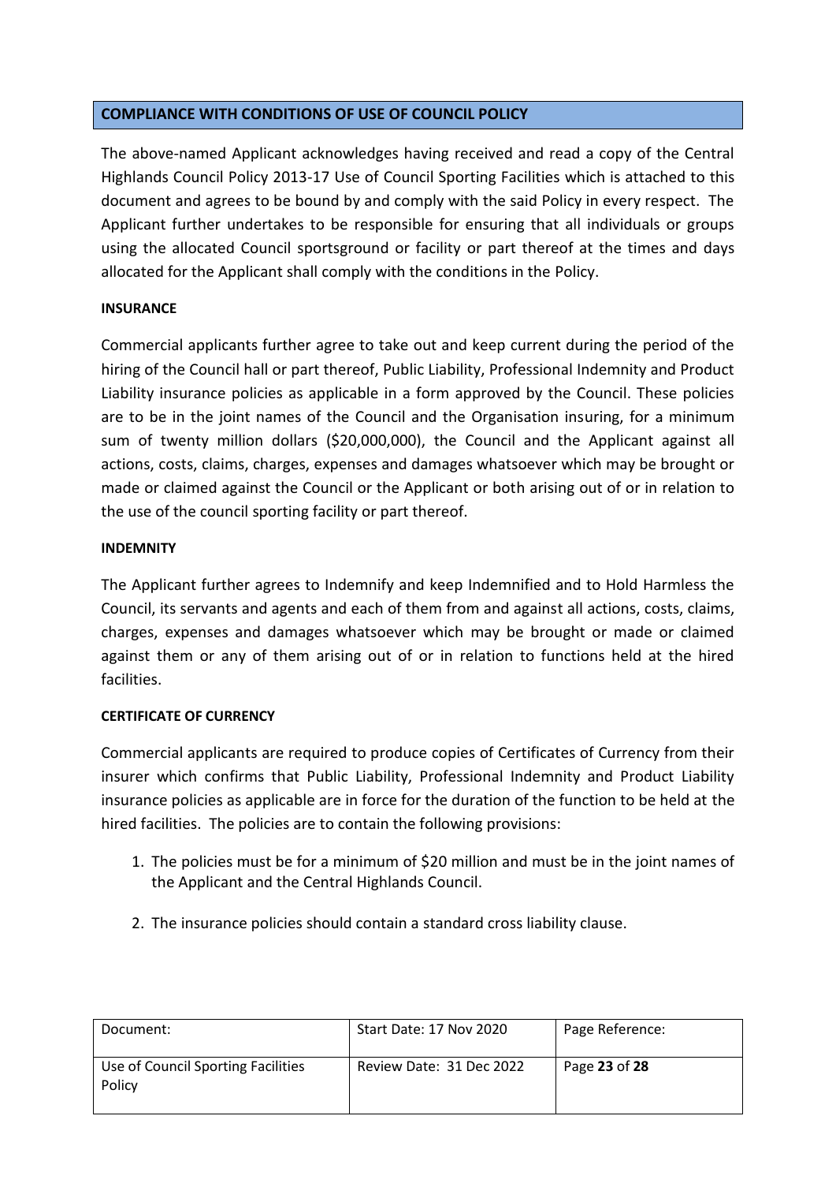## COMPLIANCE WITH CONDITIONS OF USE OF COUNCIL POLICY

The above-named Applicant acknowledges having received and read a copy of the Central Highlands Council Policy 2013-17 Use of Council Sporting Facilities which is attached to this document and agrees to be bound by and comply with the said Policy in every respect. The Applicant further undertakes to be responsible for ensuring that all individuals or groups using the allocated Council sportsground or facility or part thereof at the times and days allocated for the Applicant shall comply with the conditions in the Policy.

### INSURANCE

Commercial applicants further agree to take out and keep current during the period of the hiring of the Council hall or part thereof, Public Liability, Professional Indemnity and Product Liability insurance policies as applicable in a form approved by the Council. These policies are to be in the joint names of the Council and the Organisation insuring, for a minimum sum of twenty million dollars ($20,000,000), the Council and the Applicant against all actions, costs, claims, charges, expenses and damages whatsoever which may be brought or made or claimed against the Council or the Applicant or both arising out of or in relation to the use of the council sporting facility or part thereof.

### INDEMNITY

The Applicant further agrees to Indemnify and keep Indemnified and to Hold Harmless the Council, its servants and agents and each of them from and against all actions, costs, claims, charges, expenses and damages whatsoever which may be brought or made or claimed against them or any of them arising out of or in relation to functions held at the hired facilities.

### CERTIFICATE OF CURRENCY

Commercial applicants are required to produce copies of Certificates of Currency from their insurer which confirms that Public Liability, Professional Indemnity and Product Liability insurance policies as applicable are in force for the duration of the function to be held at the hired facilities. The policies are to contain the following provisions:

1. The policies must be for a minimum of $20 million and must be in the joint names of the Applicant and the Central Highlands Council.

2. The insurance policies should contain a standard cross liability clause.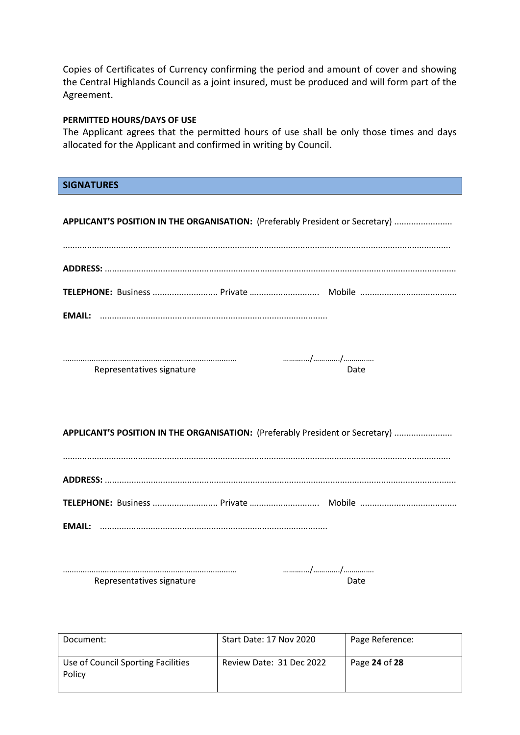Copies of Certificates of Currency confirming the period and amount of cover and showing the Central Highlands Council as a joint insured, must be produced and will form part of the Agreement.

**PERMITTED HOURS/DAYS OF USE**

The Applicant agrees that the permitted hours of use shall be only those times and days allocated for the Applicant and confirmed in writing by Council.

## SIGNATURES

**APPLICANT'S POSITION IN THE ORGANISATION:** (Preferably President or Secretary) ........................

..............................................................................................................................................................

**ADDRESS:** ..............................................................................................................................................

**TELEPHONE:** Business ........................... Private ............................ Mobile ........................................

**EMAIL:** .............................................................................................

.............................................................................. ............./............./...............

Representatives signature Date

**APPLICANT'S POSITION IN THE ORGANISATION:** (Preferably President or Secretary) ........................

..............................................................................................................................................................

**ADDRESS:** ..............................................................................................................................................

**TELEPHONE:** Business ........................... Private ............................ Mobile ........................................

**EMAIL:** .............................................................................................

.............................................................................. ............./............./...............

Representatives signature Date

| Document: | Start Date: 17 Nov 2020 | Page Reference: |
|---|---|---|
| Use of Council Sporting Facilities Policy | Review Date: 31 Dec 2022 | Page **24** of **28** |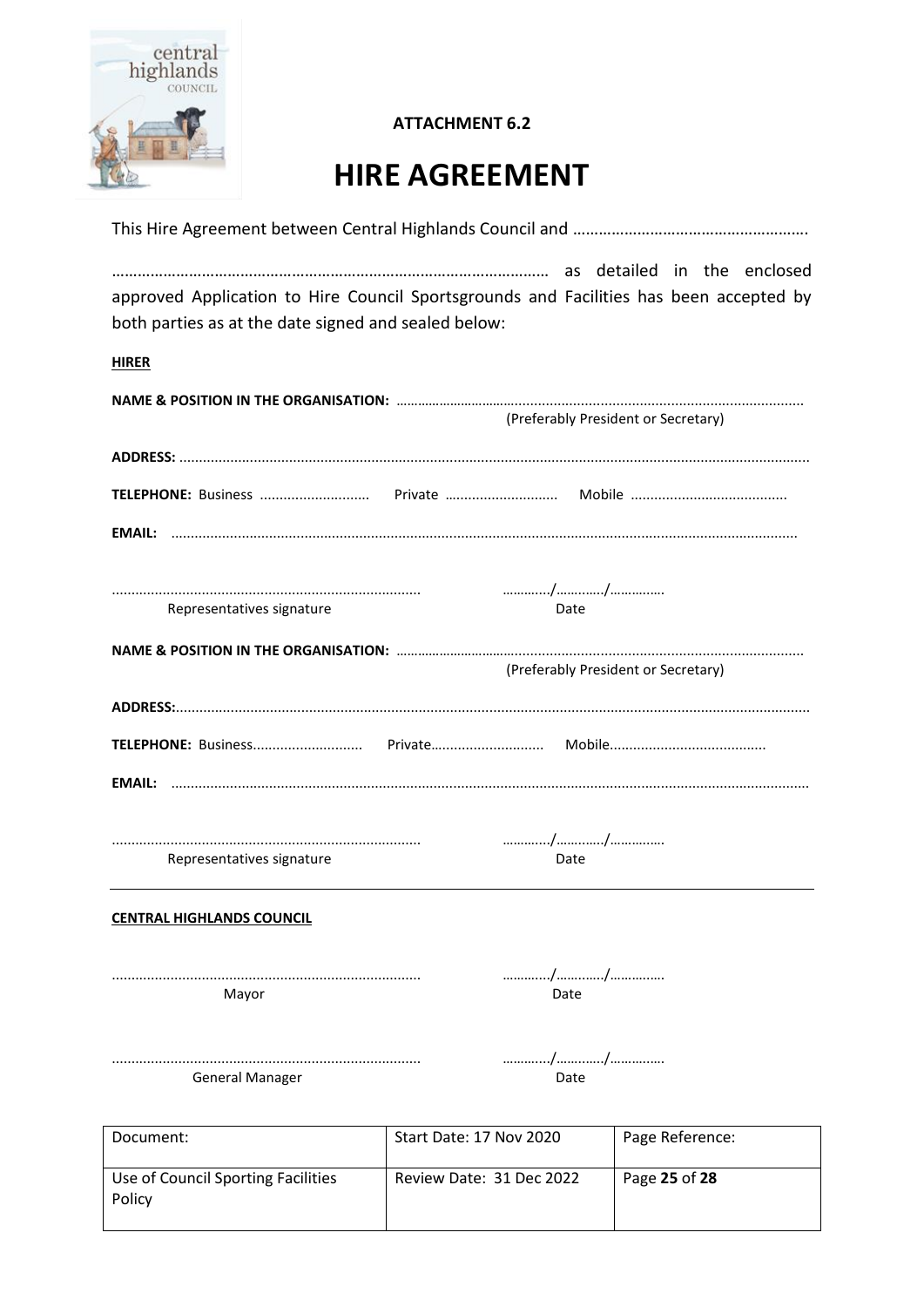**ATTACHMENT 6.2**

# HIRE AGREEMENT

This Hire Agreement between Central Highlands Council and ……………………………………………….

………………………………………………………………………………… as detailed in the enclosed approved Application to Hire Council Sportsgrounds and Facilities has been accepted by both parties as at the date signed and sealed below:

**HIRER**

**NAME & POSITION IN THE ORGANISATION:** ……………………………………………………………………………
(Preferably President or Secretary)

**ADDRESS:** ……………………………………………………………………………………………………………

**TELEPHONE:** Business ……………………… Private ……………………… Mobile …………………………………

**EMAIL:** ……………………………………………………………………………………………………………

……………………………………………………… ……./……./…….
Representatives signature Date

**NAME & POSITION IN THE ORGANISATION:** ……………………………………………………………………………
(Preferably President or Secretary)

**ADDRESS:**……………………………………………………………………………………………………………

**TELEPHONE:** Business……………………… Private……………………… Mobile…………………………………

**EMAIL:** ……………………………………………………………………………………………………………

……………………………………………………… ……./……./…….
Representatives signature Date

---

**CENTRAL HIGHLANDS COUNCIL**

……………………………………………………… ……./……./…….
Mayor Date

……………………………………………………… ……./……./…….
General Manager Date

| Document: | Start Date: 17 Nov 2020 | Page Reference: |
|---|---|---|
| Use of Council Sporting Facilities Policy | Review Date: 31 Dec 2022 | Page **25** of **28** |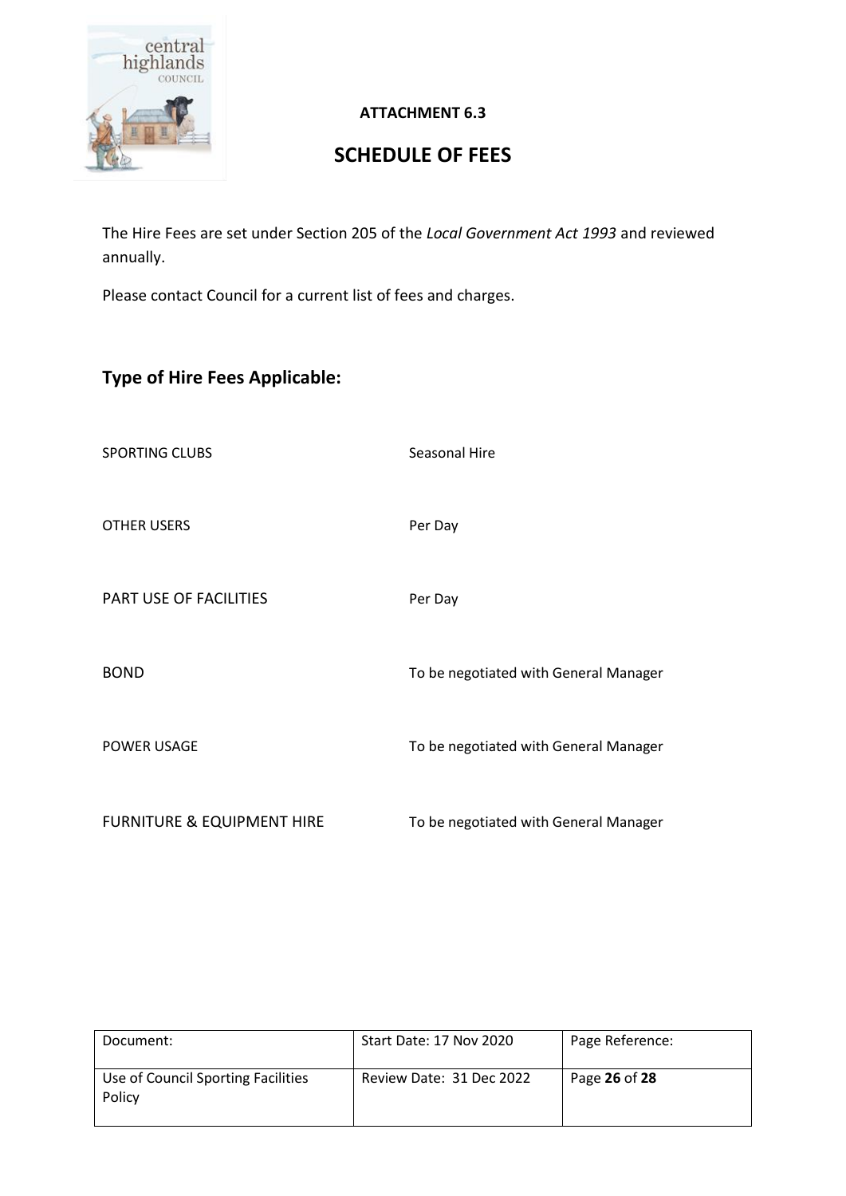**ATTACHMENT 6.3**

# SCHEDULE OF FEES

The Hire Fees are set under Section 205 of the *Local Government Act 1993* and reviewed annually.

Please contact Council for a current list of fees and charges.

## Type of Hire Fees Applicable:

| | |
|---|---|
| SPORTING CLUBS | Seasonal Hire |
| OTHER USERS | Per Day |
| PART USE OF FACILITIES | Per Day |
| BOND | To be negotiated with General Manager |
| POWER USAGE | To be negotiated with General Manager |
| FURNITURE & EQUIPMENT HIRE | To be negotiated with General Manager |

| Document: | Start Date: 17 Nov 2020 | Page Reference: |
|---|---|---|
| Use of Council Sporting Facilities Policy | Review Date: 31 Dec 2022 | Page **26** of **28** |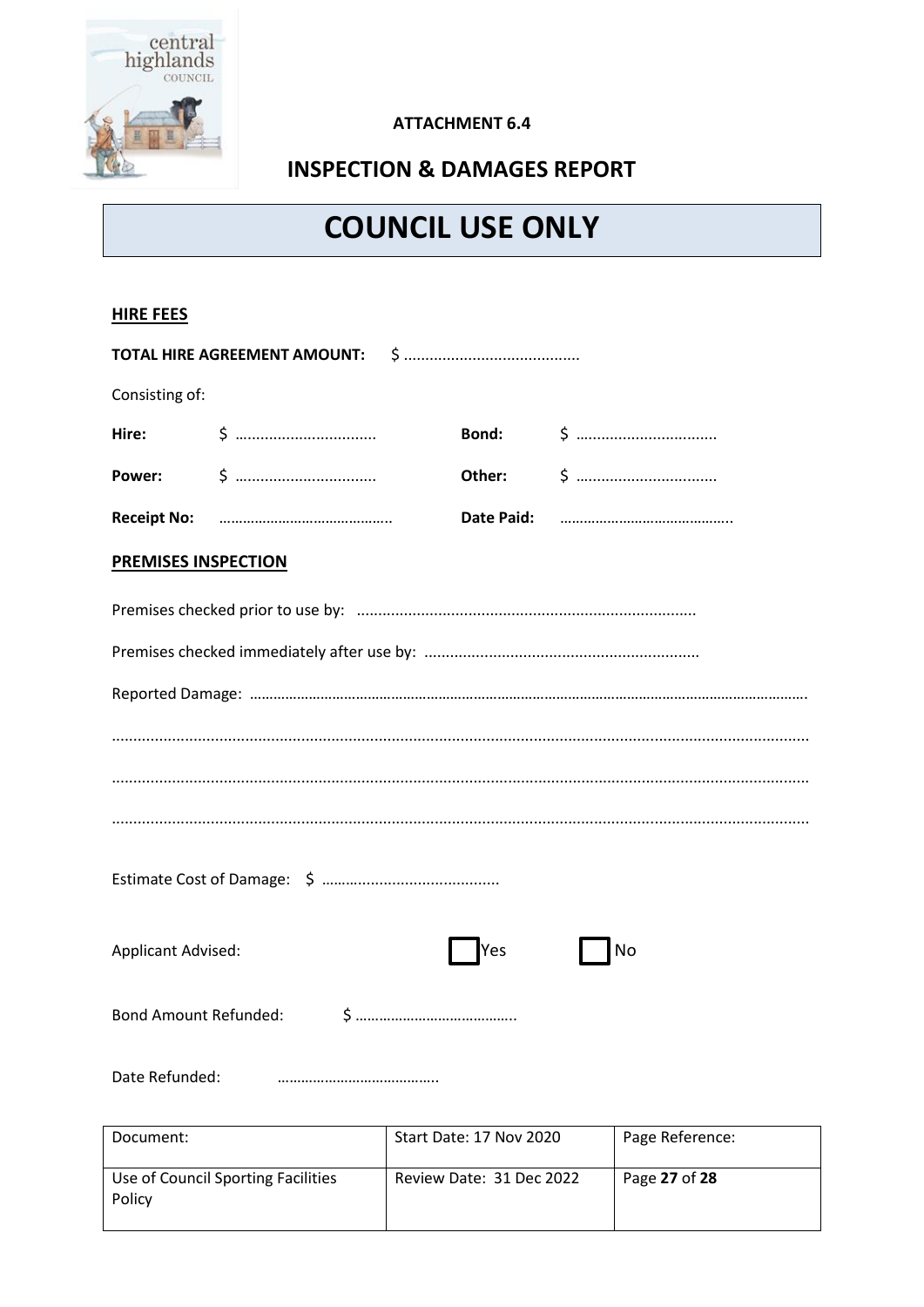**ATTACHMENT 6.4**

## INSPECTION & DAMAGES REPORT

# COUNCIL USE ONLY

**HIRE FEES**

**TOTAL HIRE AGREEMENT AMOUNT:** $ .........................................

Consisting of:

**Hire:** $ ................................ **Bond:** $ ................................

**Power:** $ ................................ **Other:** $ ................................

**Receipt No:** …………………………………….. **Date Paid:** ……………………………………..

**PREMISES INSPECTION**

Premises checked prior to use by: ..............................................................................

Premises checked immediately after use by: ................................................................

Reported Damage: ……………………………………………………………………………………………………………………………….

……………………………………………………………………………………………………………………………………………………

……………………………………………………………………………………………………………………………………………………

……………………………………………………………………………………………………………………………………………………

Estimate Cost of Damage: $ ..........................................

Applicant Advised: ☐ Yes ☐ No

Bond Amount Refunded: $ …………………………………..

Date Refunded: …………………………………..

| Document: | Start Date: 17 Nov 2020 | Page Reference: |
| --- | --- | --- |
| Use of Council Sporting Facilities Policy | Review Date: 31 Dec 2022 | Page **27** of **28** |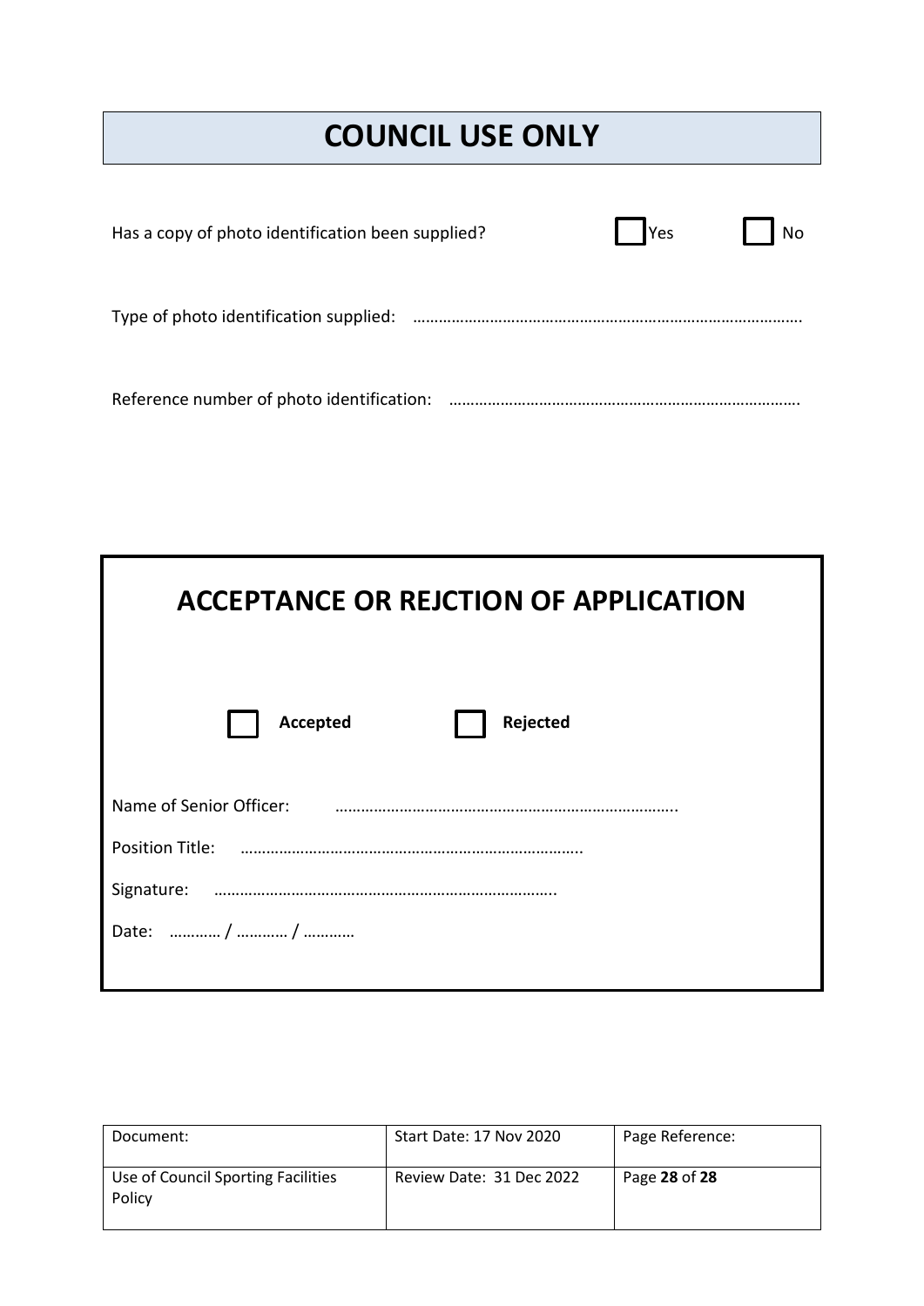# COUNCIL USE ONLY

Has a copy of photo identification been supplied? ☐ Yes ☐ No

Type of photo identification supplied: ……………………………………………………………………………

Reference number of photo identification: ……………………………………………………………………….

# ACCEPTANCE OR REJCTION OF APPLICATION

☐ **Accepted** ☐ **Rejected**

Name of Senior Officer: ……………………………………………………………………..

Position Title: ……………………………………………………………………..

Signature: ……………………………………………………………………..

Date: ………… / ………… / …………

| | | |
|---|---|---|
| Document: | Start Date: 17 Nov 2020 | Page Reference: |
| Use of Council Sporting Facilities Policy | Review Date: 31 Dec 2022 | Page **28** of **28** |